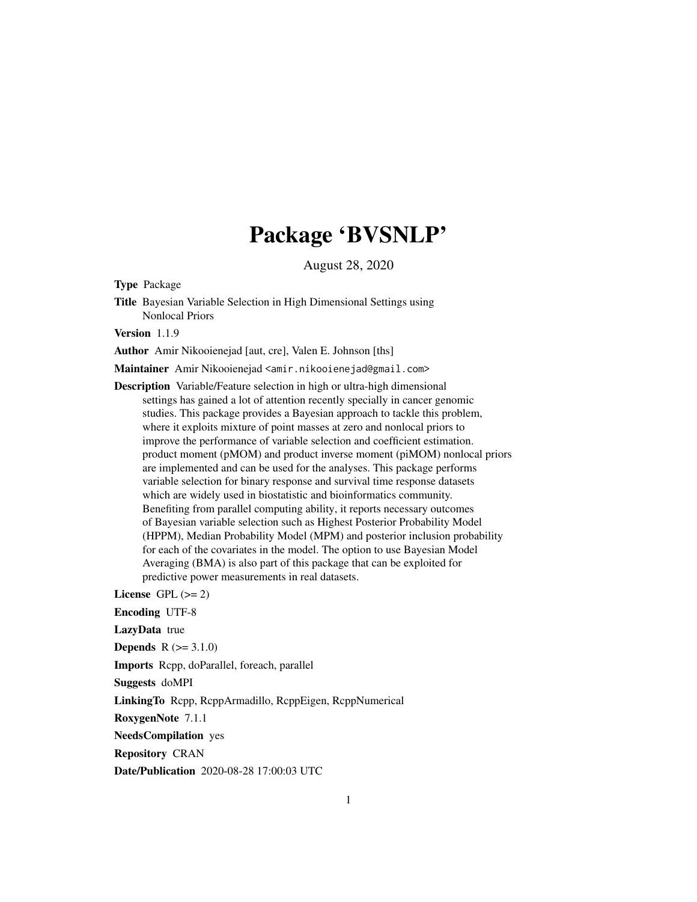# Package 'BVSNLP'

August 28, 2020

**Type** Package

**Title** Bayesian Variable Selection in High Dimensional Settings using Nonlocal Priors

**Version** 1.1.9

**Author** Amir Nikooienejad [aut, cre], Valen E. Johnson [ths]

**Maintainer** Amir Nikooienejad <amir.nikooienejad@gmail.com>

**Description** Variable/Feature selection in high or ultra-high dimensional settings has gained a lot of attention recently specially in cancer genomic studies. This package provides a Bayesian approach to tackle this problem, where it exploits mixture of point masses at zero and nonlocal priors to improve the performance of variable selection and coefficient estimation. product moment (pMOM) and product inverse moment (piMOM) nonlocal priors are implemented and can be used for the analyses. This package performs variable selection for binary response and survival time response datasets which are widely used in biostatistic and bioinformatics community. Benefiting from parallel computing ability, it reports necessary outcomes of Bayesian variable selection such as Highest Posterior Probability Model (HPPM), Median Probability Model (MPM) and posterior inclusion probability for each of the covariates in the model. The option to use Bayesian Model Averaging (BMA) is also part of this package that can be exploited for predictive power measurements in real datasets.

**License** GPL (>= 2)

**Encoding** UTF-8

**LazyData** true

**Depends** R (>= 3.1.0)

**Imports** Rcpp, doParallel, foreach, parallel

**Suggests** doMPI

**LinkingTo** Rcpp, RcppArmadillo, RcppEigen, RcppNumerical

**RoxygenNote** 7.1.1

**NeedsCompilation** yes

**Repository** CRAN

**Date/Publication** 2020-08-28 17:00:03 UTC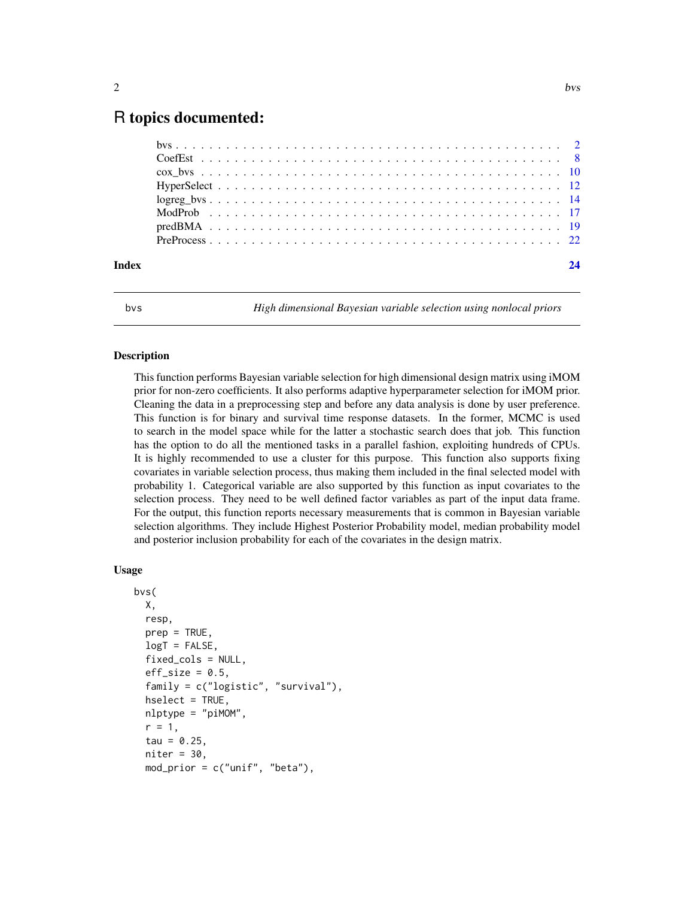# R topics documented:

bvs . . . . . . . . . . . . . . . . . . . . . . . . . . . . . . . . . . . . . . . . . 2
CoefEst . . . . . . . . . . . . . . . . . . . . . . . . . . . . . . . . . . . . . . . 8
cox_bvs . . . . . . . . . . . . . . . . . . . . . . . . . . . . . . . . . . . . . . . 10
HyperSelect . . . . . . . . . . . . . . . . . . . . . . . . . . . . . . . . . . . . . 12
logreg_bvs . . . . . . . . . . . . . . . . . . . . . . . . . . . . . . . . . . . . . 14
ModProb . . . . . . . . . . . . . . . . . . . . . . . . . . . . . . . . . . . . . . 17
predBMA . . . . . . . . . . . . . . . . . . . . . . . . . . . . . . . . . . . . . . 19
PreProcess . . . . . . . . . . . . . . . . . . . . . . . . . . . . . . . . . . . . . 22

**Index** **24**

---

bvs *High dimensional Bayesian variable selection using nonlocal priors*

---

## Description

This function performs Bayesian variable selection for high dimensional design matrix using iMOM prior for non-zero coefficients. It also performs adaptive hyperparameter selection for iMOM prior. Cleaning the data in a preprocessing step and before any data analysis is done by user preference. This function is for binary and survival time response datasets. In the former, MCMC is used to search in the model space while for the latter a stochastic search does that job. This function has the option to do all the mentioned tasks in a parallel fashion, exploiting hundreds of CPUs. It is highly recommended to use a cluster for this purpose. This function also supports fixing covariates in variable selection process, thus making them included in the final selected model with probability 1. Categorical variable are also supported by this function as input covariates to the selection process. They need to be well defined factor variables as part of the input data frame. For the output, this function reports necessary measurements that is common in Bayesian variable selection algorithms. They include Highest Posterior Probability model, median probability model and posterior inclusion probability for each of the covariates in the design matrix.

## Usage

```
bvs(
  X,
  resp,
  prep = TRUE,
  logT = FALSE,
  fixed_cols = NULL,
  eff_size = 0.5,
  family = c("logistic", "survival"),
  hselect = TRUE,
  nlptype = "piMOM",
  r = 1,
  tau = 0.25,
  niter = 30,
  mod_prior = c("unif", "beta"),
```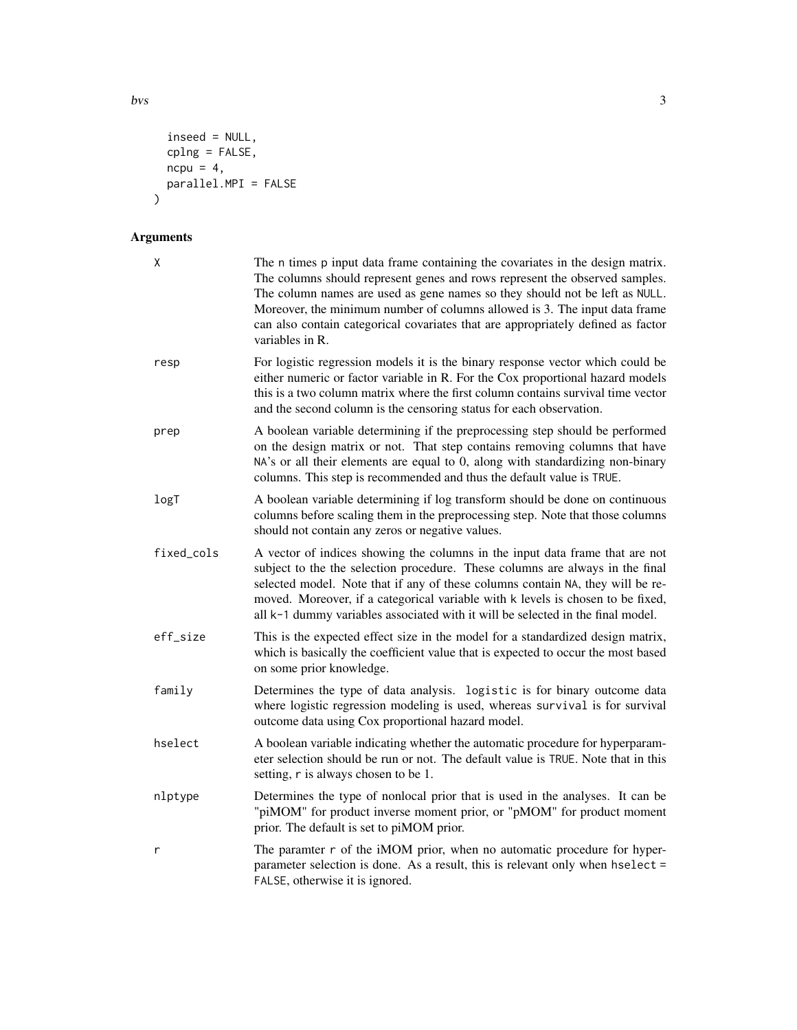```
  inseed = NULL,
  cplng = FALSE,
  ncpu = 4,
  parallel.MPI = FALSE
)
```

## Arguments

**X** The n times p input data frame containing the covariates in the design matrix. The columns should represent genes and rows represent the observed samples. The column names are used as gene names so they should not be left as NULL. Moreover, the minimum number of columns allowed is 3. The input data frame can also contain categorical covariates that are appropriately defined as factor variables in R.

**resp** For logistic regression models it is the binary response vector which could be either numeric or factor variable in R. For the Cox proportional hazard models this is a two column matrix where the first column contains survival time vector and the second column is the censoring status for each observation.

**prep** A boolean variable determining if the preprocessing step should be performed on the design matrix or not. That step contains removing columns that have NA's or all their elements are equal to 0, along with standardizing non-binary columns. This step is recommended and thus the default value is TRUE.

**logT** A boolean variable determining if log transform should be done on continuous columns before scaling them in the preprocessing step. Note that those columns should not contain any zeros or negative values.

**fixed_cols** A vector of indices showing the columns in the input data frame that are not subject to the the selection procedure. These columns are always in the final selected model. Note that if any of these columns contain NA, they will be removed. Moreover, if a categorical variable with k levels is chosen to be fixed, all k-1 dummy variables associated with it will be selected in the final model.

**eff_size** This is the expected effect size in the model for a standardized design matrix, which is basically the coefficient value that is expected to occur the most based on some prior knowledge.

**family** Determines the type of data analysis. logistic is for binary outcome data where logistic regression modeling is used, whereas survival is for survival outcome data using Cox proportional hazard model.

**hselect** A boolean variable indicating whether the automatic procedure for hyperparameter selection should be run or not. The default value is TRUE. Note that in this setting, r is always chosen to be 1.

**nlptype** Determines the type of nonlocal prior that is used in the analyses. It can be "piMOM" for product inverse moment prior, or "pMOM" for product moment prior. The default is set to piMOM prior.

**r** The paramter r of the iMOM prior, when no automatic procedure for hyperparameter selection is done. As a result, this is relevant only when hselect = FALSE, otherwise it is ignored.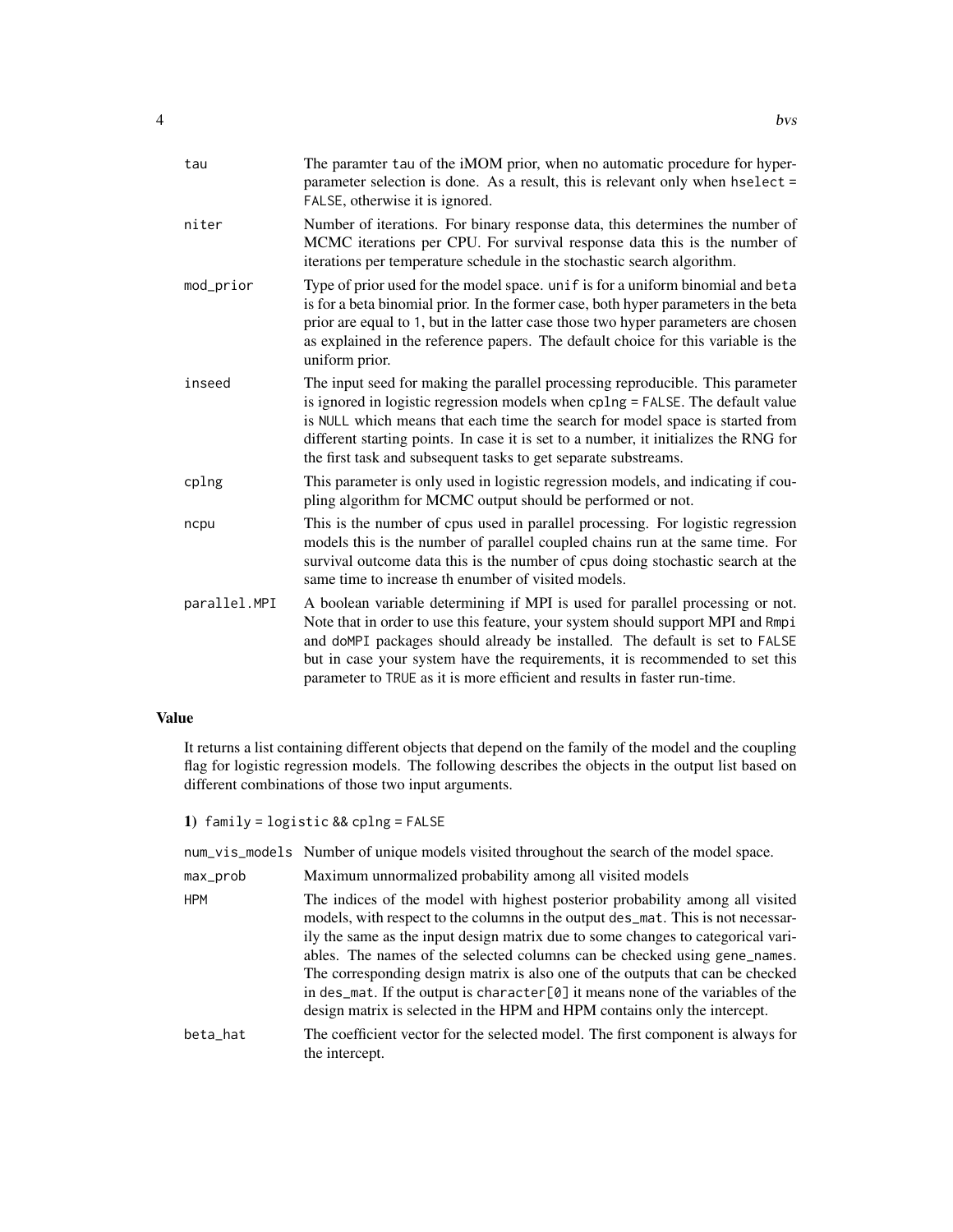| | |
|---|---|
| tau | The paramter tau of the iMOM prior, when no automatic procedure for hyper-parameter selection is done. As a result, this is relevant only when hselect = FALSE, otherwise it is ignored. |
| niter | Number of iterations. For binary response data, this determines the number of MCMC iterations per CPU. For survival response data this is the number of iterations per temperature schedule in the stochastic search algorithm. |
| mod_prior | Type of prior used for the model space. unif is for a uniform binomial and beta is for a beta binomial prior. In the former case, both hyper parameters in the beta prior are equal to 1, but in the latter case those two hyper parameters are chosen as explained in the reference papers. The default choice for this variable is the uniform prior. |
| inseed | The input seed for making the parallel processing reproducible. This parameter is ignored in logistic regression models when cplng = FALSE. The default value is NULL which means that each time the search for model space is started from different starting points. In case it is set to a number, it initializes the RNG for the first task and subsequent tasks to get separate substreams. |
| cplng | This parameter is only used in logistic regression models, and indicating if coupling algorithm for MCMC output should be performed or not. |
| ncpu | This is the number of cpus used in parallel processing. For logistic regression models this is the number of parallel coupled chains run at the same time. For survival outcome data this is the number of cpus doing stochastic search at the same time to increase th enumber of visited models. |
| parallel.MPI | A boolean variable determining if MPI is used for parallel processing or not. Note that in order to use this feature, your system should support MPI and Rmpi and doMPI packages should already be installed. The default is set to FALSE but in case your system have the requirements, it is recommended to set this parameter to TRUE as it is more efficient and results in faster run-time. |

## Value

It returns a list containing different objects that depend on the family of the model and the coupling flag for logistic regression models. The following describes the objects in the output list based on different combinations of those two input arguments.

**1)** family = logistic && cplng = FALSE

| | |
|---|---|
| num_vis_models | Number of unique models visited throughout the search of the model space. |
| max_prob | Maximum unnormalized probability among all visited models |
| HPM | The indices of the model with highest posterior probability among all visited models, with respect to the columns in the output des_mat. This is not necessarily the same as the input design matrix due to some changes to categorical variables. The names of the selected columns can be checked using gene_names. The corresponding design matrix is also one of the outputs that can be checked in des_mat. If the output is character[0] it means none of the variables of the design matrix is selected in the HPM and HPM contains only the intercept. |
| beta_hat | The coefficient vector for the selected model. The first component is always for the intercept. |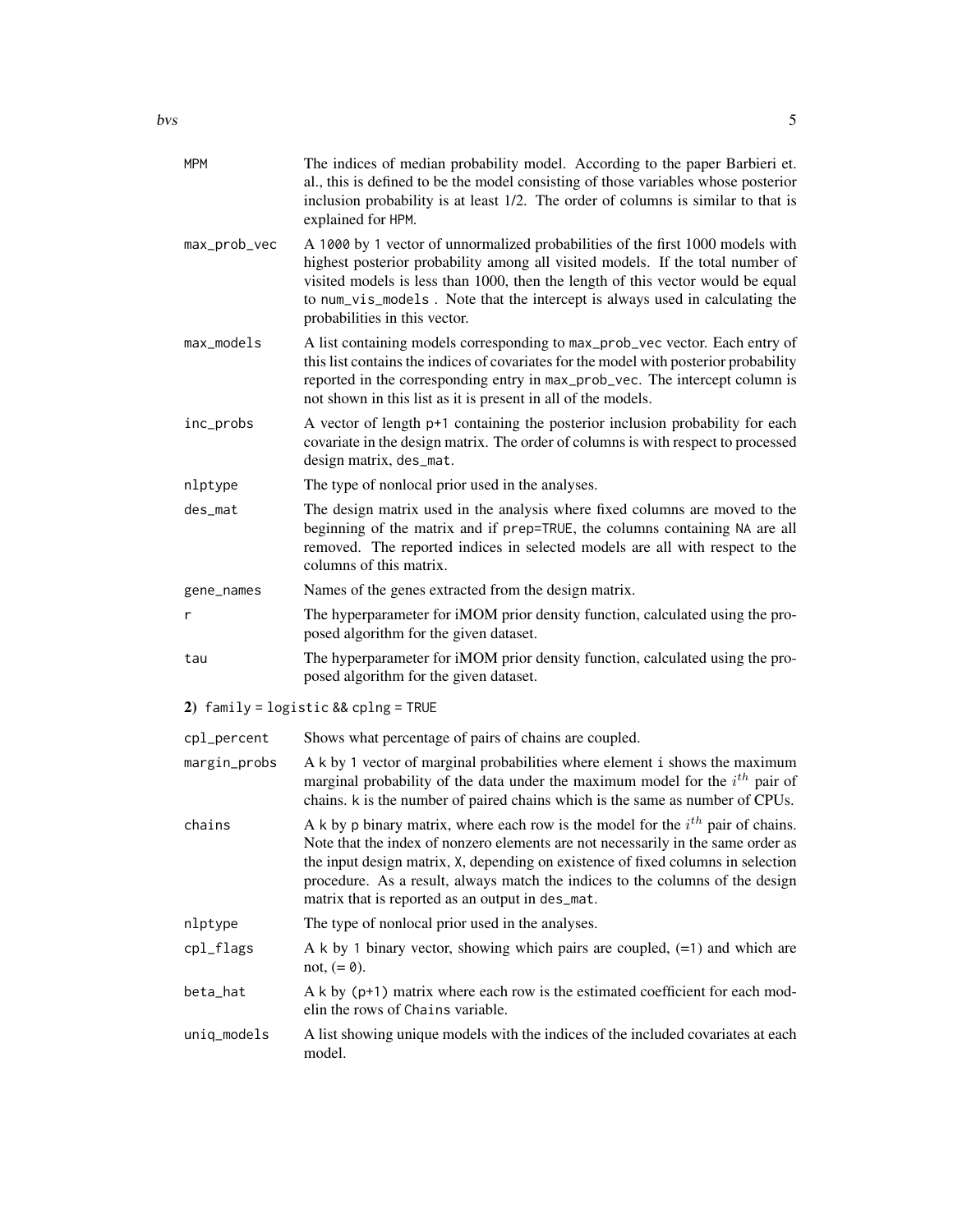MPM
: The indices of median probability model. According to the paper Barbieri et. al., this is defined to be the model consisting of those variables whose posterior inclusion probability is at least 1/2. The order of columns is similar to that is explained for HPM.

max_prob_vec
: A 1000 by 1 vector of unnormalized probabilities of the first 1000 models with highest posterior probability among all visited models. If the total number of visited models is less than 1000, then the length of this vector would be equal to num_vis_models . Note that the intercept is always used in calculating the probabilities in this vector.

max_models
: A list containing models corresponding to max_prob_vec vector. Each entry of this list contains the indices of covariates for the model with posterior probability reported in the corresponding entry in max_prob_vec. The intercept column is not shown in this list as it is present in all of the models.

inc_probs
: A vector of length p+1 containing the posterior inclusion probability for each covariate in the design matrix. The order of columns is with respect to processed design matrix, des_mat.

nlptype
: The type of nonlocal prior used in the analyses.

des_mat
: The design matrix used in the analysis where fixed columns are moved to the beginning of the matrix and if prep=TRUE, the columns containing NA are all removed. The reported indices in selected models are all with respect to the columns of this matrix.

gene_names
: Names of the genes extracted from the design matrix.

r
: The hyperparameter for iMOM prior density function, calculated using the proposed algorithm for the given dataset.

tau
: The hyperparameter for iMOM prior density function, calculated using the proposed algorithm for the given dataset.

**2)** family = logistic && cplng = TRUE

cpl_percent
: Shows what percentage of pairs of chains are coupled.

margin_probs
: A k by 1 vector of marginal probabilities where element i shows the maximum marginal probability of the data under the maximum model for the $i^{th}$ pair of chains. k is the number of paired chains which is the same as number of CPUs.

chains
: A k by p binary matrix, where each row is the model for the $i^{th}$ pair of chains. Note that the index of nonzero elements are not necessarily in the same order as the input design matrix, X, depending on existence of fixed columns in selection procedure. As a result, always match the indices to the columns of the design matrix that is reported as an output in des_mat.

nlptype
: The type of nonlocal prior used in the analyses.

cpl_flags
: A k by 1 binary vector, showing which pairs are coupled, (=1) and which are not, (= 0).

beta_hat
: A k by (p+1) matrix where each row is the estimated coefficient for each modelin the rows of Chains variable.

uniq_models
: A list showing unique models with the indices of the included covariates at each model.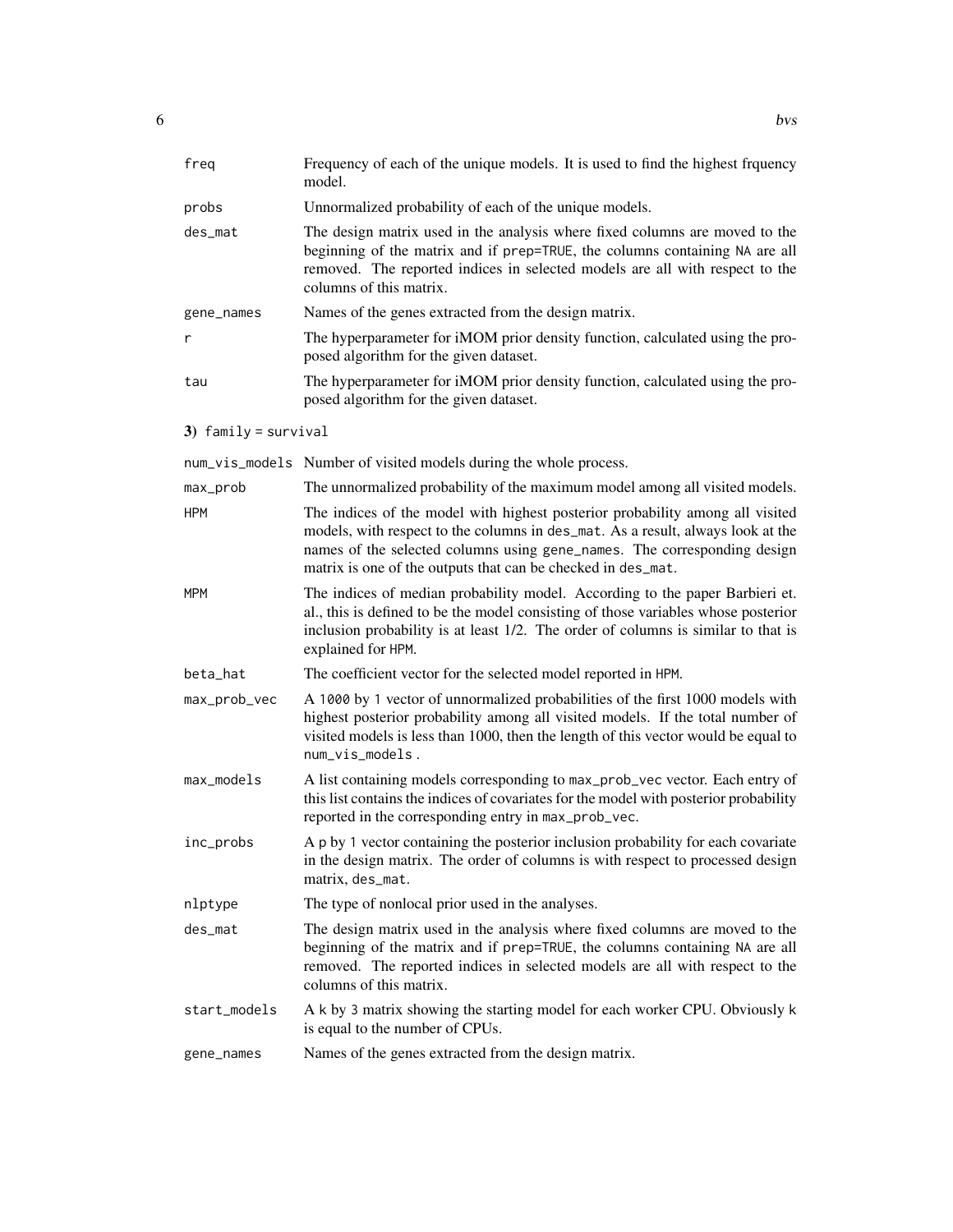| | |
|---|---|
| `freq` | Frequency of each of the unique models. It is used to find the highest frquency model. |
| `probs` | Unnormalized probability of each of the unique models. |
| `des_mat` | The design matrix used in the analysis where fixed columns are moved to the beginning of the matrix and if `prep=TRUE`, the columns containing `NA` are all removed. The reported indices in selected models are all with respect to the columns of this matrix. |
| `gene_names` | Names of the genes extracted from the design matrix. |
| `r` | The hyperparameter for iMOM prior density function, calculated using the proposed algorithm for the given dataset. |
| `tau` | The hyperparameter for iMOM prior density function, calculated using the proposed algorithm for the given dataset. |

**3)** `family = survival`

| | |
|---|---|
| `num_vis_models` | Number of visited models during the whole process. |
| `max_prob` | The unnormalized probability of the maximum model among all visited models. |
| `HPM` | The indices of the model with highest posterior probability among all visited models, with respect to the columns in `des_mat`. As a result, always look at the names of the selected columns using `gene_names`. The corresponding design matrix is one of the outputs that can be checked in `des_mat`. |
| `MPM` | The indices of median probability model. According to the paper Barbieri et. al., this is defined to be the model consisting of those variables whose posterior inclusion probability is at least 1/2. The order of columns is similar to that is explained for `HPM`. |
| `beta_hat` | The coefficient vector for the selected model reported in `HPM`. |
| `max_prob_vec` | A `1000` by `1` vector of unnormalized probabilities of the first 1000 models with highest posterior probability among all visited models. If the total number of visited models is less than 1000, then the length of this vector would be equal to `num_vis_models`. |
| `max_models` | A list containing models corresponding to `max_prob_vec` vector. Each entry of this list contains the indices of covariates for the model with posterior probability reported in the corresponding entry in `max_prob_vec`. |
| `inc_probs` | A `p` by `1` vector containing the posterior inclusion probability for each covariate in the design matrix. The order of columns is with respect to processed design matrix, `des_mat`. |
| `nlptype` | The type of nonlocal prior used in the analyses. |
| `des_mat` | The design matrix used in the analysis where fixed columns are moved to the beginning of the matrix and if `prep=TRUE`, the columns containing `NA` are all removed. The reported indices in selected models are all with respect to the columns of this matrix. |
| `start_models` | A `k` by `3` matrix showing the starting model for each worker CPU. Obviously `k` is equal to the number of CPUs. |
| `gene_names` | Names of the genes extracted from the design matrix. |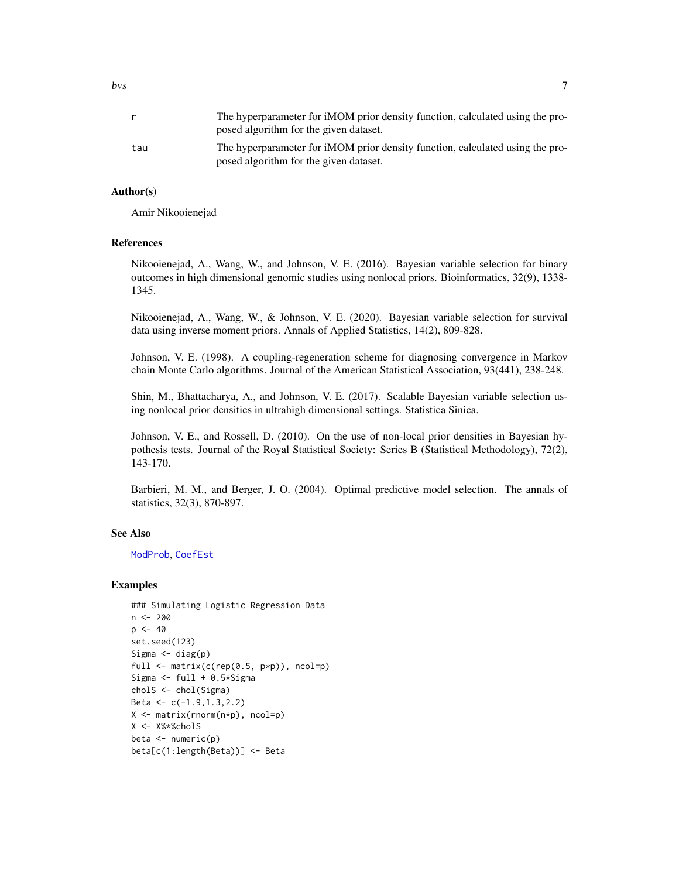| | |
|---|---|
| r | The hyperparameter for iMOM prior density function, calculated using the proposed algorithm for the given dataset. |
| tau | The hyperparameter for iMOM prior density function, calculated using the proposed algorithm for the given dataset. |

## Author(s)

Amir Nikooienejad

## References

Nikooienejad, A., Wang, W., and Johnson, V. E. (2016). Bayesian variable selection for binary outcomes in high dimensional genomic studies using nonlocal priors. Bioinformatics, 32(9), 1338-1345.

Nikooienejad, A., Wang, W., & Johnson, V. E. (2020). Bayesian variable selection for survival data using inverse moment priors. Annals of Applied Statistics, 14(2), 809-828.

Johnson, V. E. (1998). A coupling-regeneration scheme for diagnosing convergence in Markov chain Monte Carlo algorithms. Journal of the American Statistical Association, 93(441), 238-248.

Shin, M., Bhattacharya, A., and Johnson, V. E. (2017). Scalable Bayesian variable selection using nonlocal prior densities in ultrahigh dimensional settings. Statistica Sinica.

Johnson, V. E., and Rossell, D. (2010). On the use of non-local prior densities in Bayesian hypothesis tests. Journal of the Royal Statistical Society: Series B (Statistical Methodology), 72(2), 143-170.

Barbieri, M. M., and Berger, J. O. (2004). Optimal predictive model selection. The annals of statistics, 32(3), 870-897.

## See Also

ModProb, CoefEst

## Examples

```
### Simulating Logistic Regression Data
n <- 200
p <- 40
set.seed(123)
Sigma <- diag(p)
full <- matrix(c(rep(0.5, p*p)), ncol=p)
Sigma <- full + 0.5*Sigma
cholS <- chol(Sigma)
Beta <- c(-1.9,1.3,2.2)
X <- matrix(rnorm(n*p), ncol=p)
X <- X%*%cholS
beta <- numeric(p)
beta[c(1:length(Beta))] <- Beta
```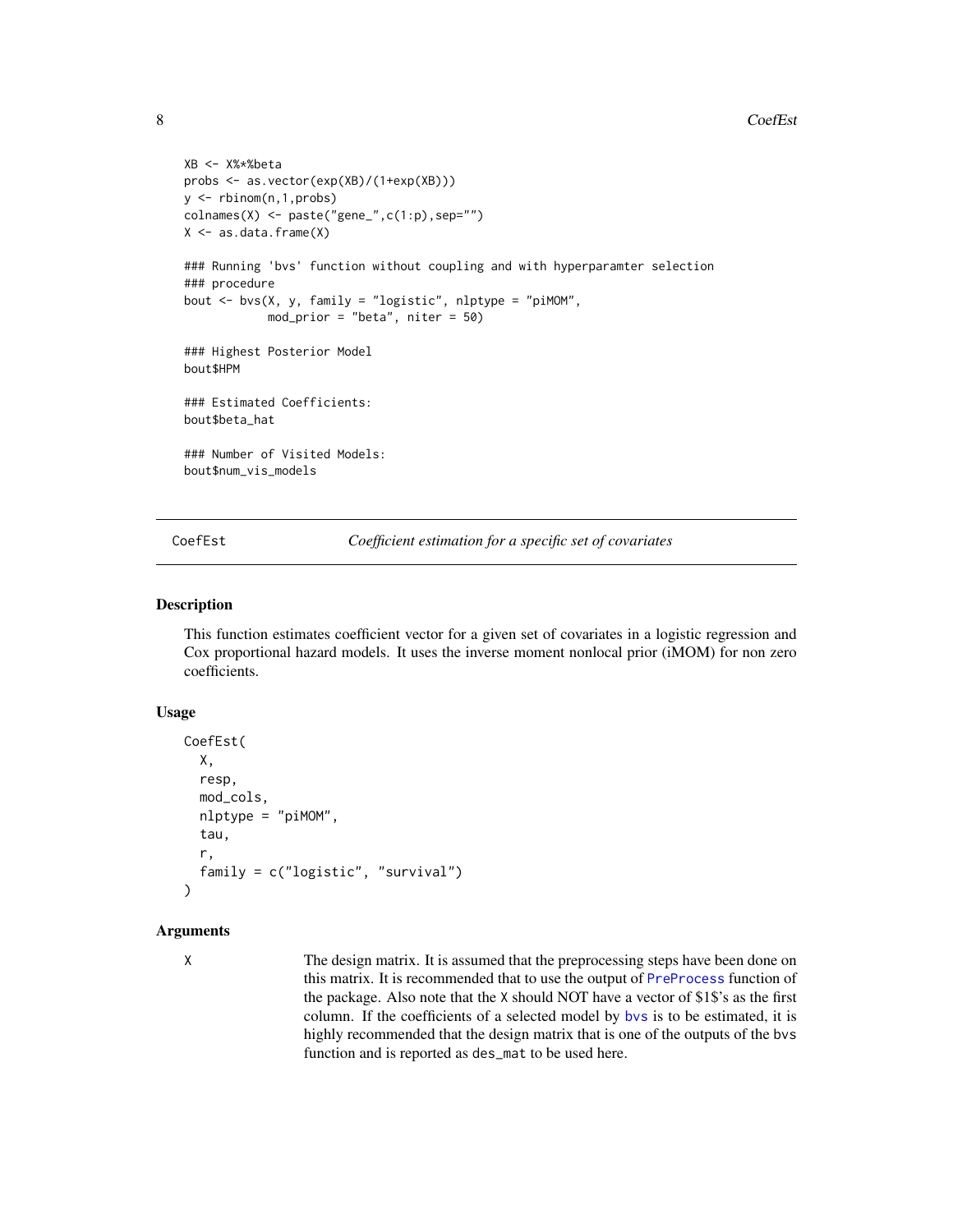```
XB <- X%*%beta
probs <- as.vector(exp(XB)/(1+exp(XB)))
y <- rbinom(n,1,probs)
colnames(X) <- paste("gene_",c(1:p),sep="")
X <- as.data.frame(X)

### Running 'bvs' function without coupling and with hyperparamter selection
### procedure
bout <- bvs(X, y, family = "logistic", nlptype = "piMOM",
            mod_prior = "beta", niter = 50)

### Highest Posterior Model
bout$HPM

### Estimated Coefficients:
bout$beta_hat

### Number of Visited Models:
bout$num_vis_models
```

## CoefEst — *Coefficient estimation for a specific set of covariates*

### Description

This function estimates coefficient vector for a given set of covariates in a logistic regression and Cox proportional hazard models. It uses the inverse moment nonlocal prior (iMOM) for non zero coefficients.

### Usage

```
CoefEst(
  X,
  resp,
  mod_cols,
  nlptype = "piMOM",
  tau,
  r,
  family = c("logistic", "survival")
)
```

### Arguments

| | |
|---|---|
| X | The design matrix. It is assumed that the preprocessing steps have been done on this matrix. It is recommended that to use the output of PreProcess function of the package. Also note that the X should NOT have a vector of $1$'s as the first column. If the coefficients of a selected model by bvs is to be estimated, it is highly recommended that the design matrix that is one of the outputs of the bvs function and is reported as des_mat to be used here. |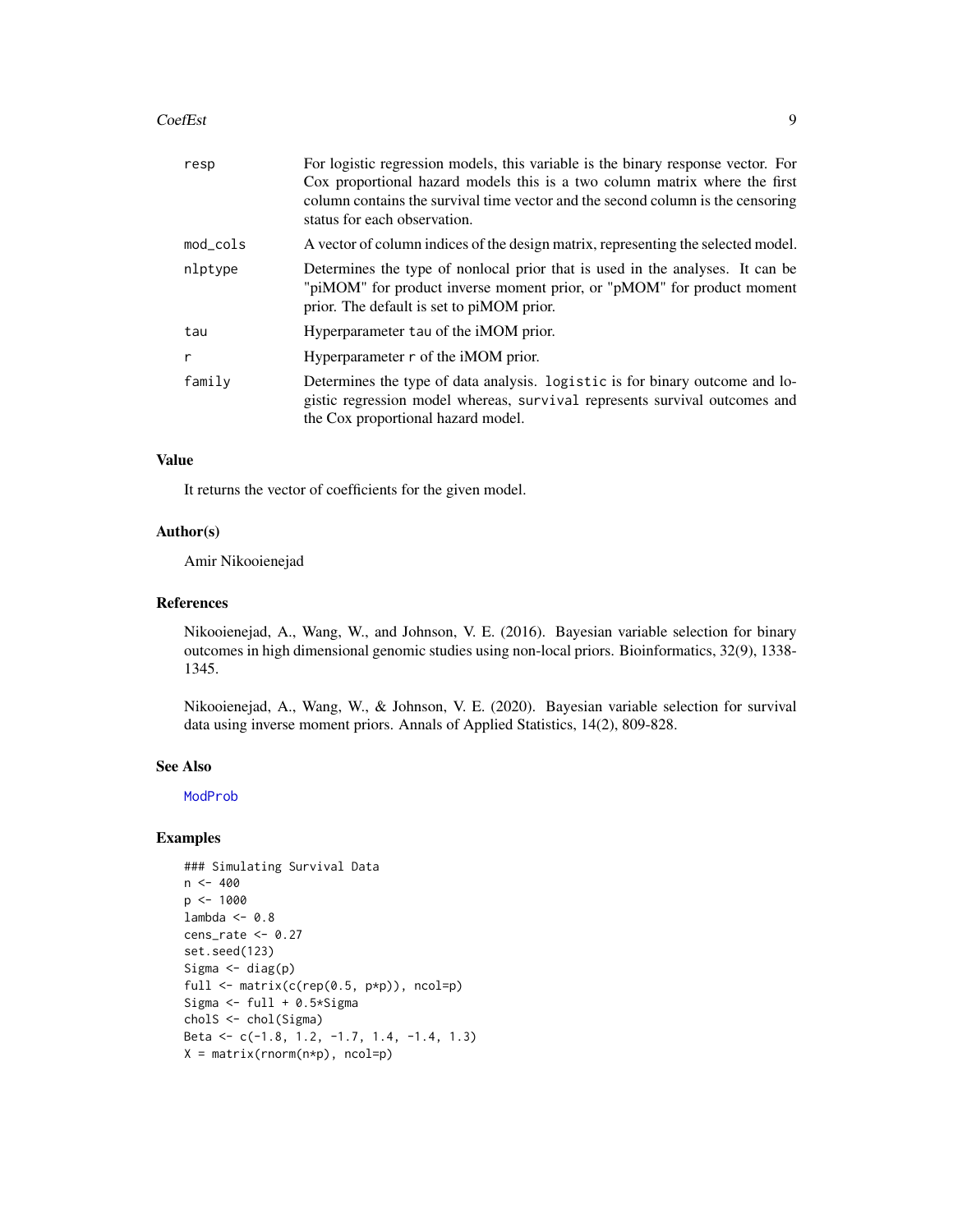| | |
|---|---|
| resp | For logistic regression models, this variable is the binary response vector. For Cox proportional hazard models this is a two column matrix where the first column contains the survival time vector and the second column is the censoring status for each observation. |
| mod_cols | A vector of column indices of the design matrix, representing the selected model. |
| nlptype | Determines the type of nonlocal prior that is used in the analyses. It can be "piMOM" for product inverse moment prior, or "pMOM" for product moment prior. The default is set to piMOM prior. |
| tau | Hyperparameter tau of the iMOM prior. |
| r | Hyperparameter r of the iMOM prior. |
| family | Determines the type of data analysis. logistic is for binary outcome and logistic regression model whereas, survival represents survival outcomes and the Cox proportional hazard model. |

## Value

It returns the vector of coefficients for the given model.

## Author(s)

Amir Nikooienejad

## References

Nikooienejad, A., Wang, W., and Johnson, V. E. (2016). Bayesian variable selection for binary outcomes in high dimensional genomic studies using non-local priors. Bioinformatics, 32(9), 1338-1345.

Nikooienejad, A., Wang, W., & Johnson, V. E. (2020). Bayesian variable selection for survival data using inverse moment priors. Annals of Applied Statistics, 14(2), 809-828.

## See Also

ModProb

## Examples

```
### Simulating Survival Data
n <- 400
p <- 1000
lambda <- 0.8
cens_rate <- 0.27
set.seed(123)
Sigma <- diag(p)
full <- matrix(c(rep(0.5, p*p)), ncol=p)
Sigma <- full + 0.5*Sigma
cholS <- chol(Sigma)
Beta <- c(-1.8, 1.2, -1.7, 1.4, -1.4, 1.3)
X = matrix(rnorm(n*p), ncol=p)
```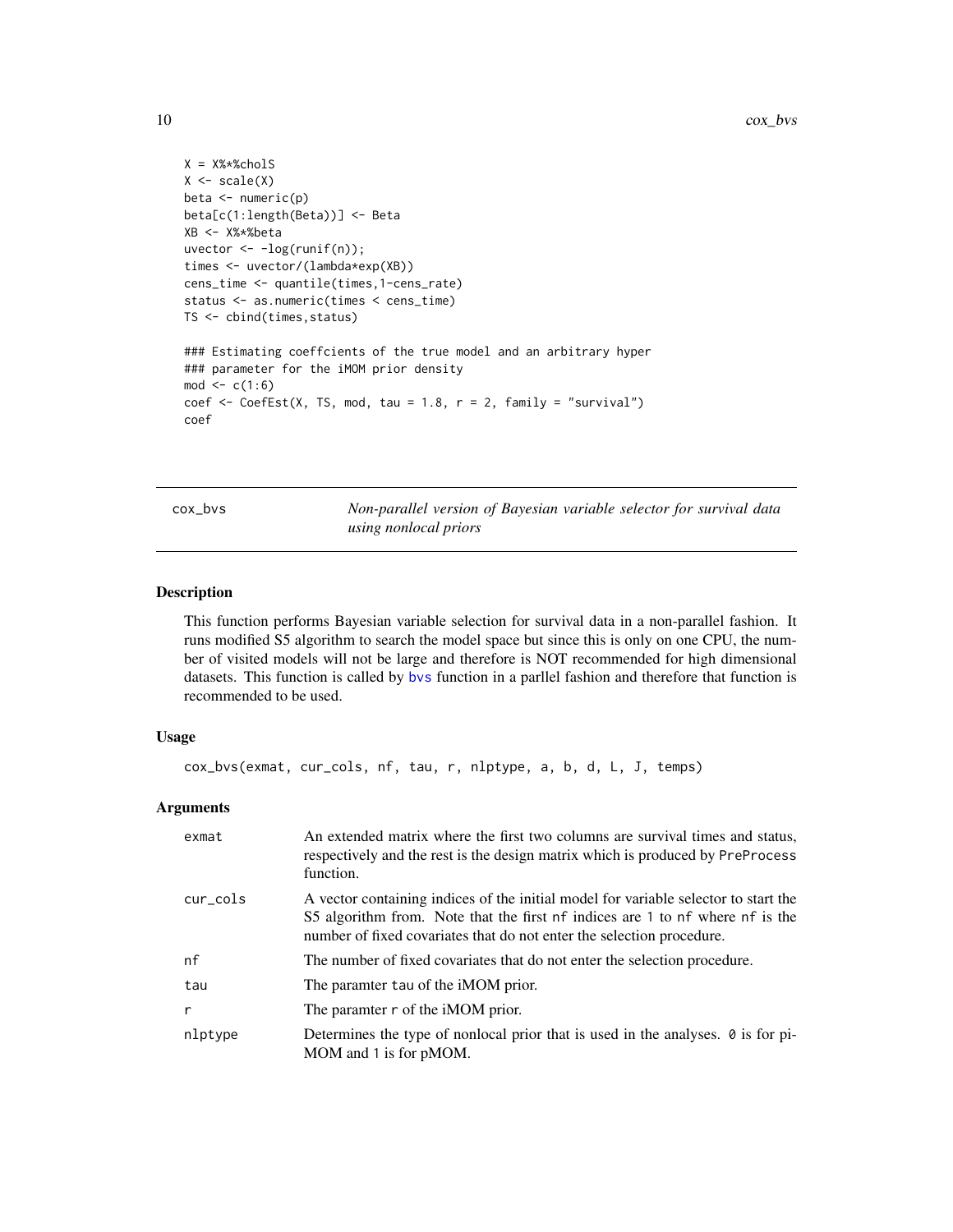```
X = X%*%cholS
X <- scale(X)
beta <- numeric(p)
beta[c(1:length(Beta))] <- Beta
XB <- X%*%beta
uvector <- -log(runif(n));
times <- uvector/(lambda*exp(XB))
cens_time <- quantile(times,1-cens_rate)
status <- as.numeric(times < cens_time)
TS <- cbind(times,status)

### Estimating coeffcients of the true model and an arbitrary hyper
### parameter for the iMOM prior density
mod <- c(1:6)
coef <- CoefEst(X, TS, mod, tau = 1.8, r = 2, family = "survival")
coef
```

## cox_bvs

*Non-parallel version of Bayesian variable selector for survival data using nonlocal priors*

### Description

This function performs Bayesian variable selection for survival data in a non-parallel fashion. It runs modified S5 algorithm to search the model space but since this is only on one CPU, the number of visited models will not be large and therefore is NOT recommended for high dimensional datasets. This function is called by bvs function in a parllel fashion and therefore that function is recommended to be used.

### Usage

```
cox_bvs(exmat, cur_cols, nf, tau, r, nlptype, a, b, d, L, J, temps)
```

### Arguments

| | |
|---|---|
| exmat | An extended matrix where the first two columns are survival times and status, respectively and the rest is the design matrix which is produced by PreProcess function. |
| cur_cols | A vector containing indices of the initial model for variable selector to start the S5 algorithm from. Note that the first nf indices are 1 to nf where nf is the number of fixed covariates that do not enter the selection procedure. |
| nf | The number of fixed covariates that do not enter the selection procedure. |
| tau | The paramter tau of the iMOM prior. |
| r | The paramter r of the iMOM prior. |
| nlptype | Determines the type of nonlocal prior that is used in the analyses. 0 is for piMOM and 1 is for pMOM. |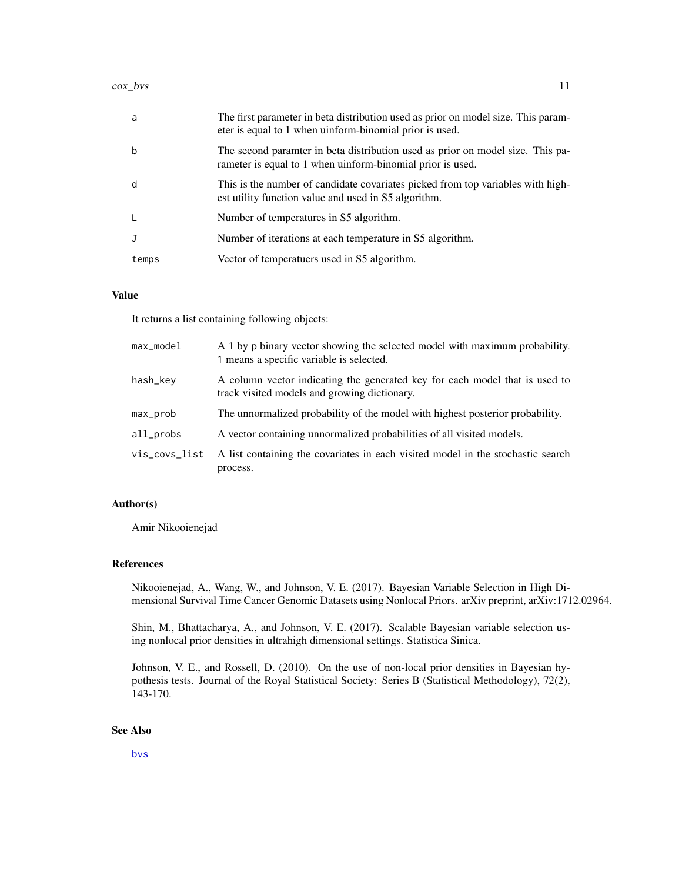| | |
|---|---|
| a | The first parameter in beta distribution used as prior on model size. This parameter is equal to 1 when uinform-binomial prior is used. |
| b | The second paramter in beta distribution used as prior on model size. This parameter is equal to 1 when uinform-binomial prior is used. |
| d | This is the number of candidate covariates picked from top variables with highest utility function value and used in S5 algorithm. |
| L | Number of temperatures in S5 algorithm. |
| J | Number of iterations at each temperature in S5 algorithm. |
| temps | Vector of temperatuers used in S5 algorithm. |

### Value

It returns a list containing following objects:

| | |
|---|---|
| max_model | A 1 by p binary vector showing the selected model with maximum probability. 1 means a specific variable is selected. |
| hash_key | A column vector indicating the generated key for each model that is used to track visited models and growing dictionary. |
| max_prob | The unnormalized probability of the model with highest posterior probability. |
| all_probs | A vector containing unnormalized probabilities of all visited models. |
| vis_covs_list | A list containing the covariates in each visited model in the stochastic search process. |

### Author(s)

Amir Nikooienejad

### References

Nikooienejad, A., Wang, W., and Johnson, V. E. (2017). Bayesian Variable Selection in High Dimensional Survival Time Cancer Genomic Datasets using Nonlocal Priors. arXiv preprint, arXiv:1712.02964.

Shin, M., Bhattacharya, A., and Johnson, V. E. (2017). Scalable Bayesian variable selection using nonlocal prior densities in ultrahigh dimensional settings. Statistica Sinica.

Johnson, V. E., and Rossell, D. (2010). On the use of non-local prior densities in Bayesian hypothesis tests. Journal of the Royal Statistical Society: Series B (Statistical Methodology), 72(2), 143-170.

### See Also

bvs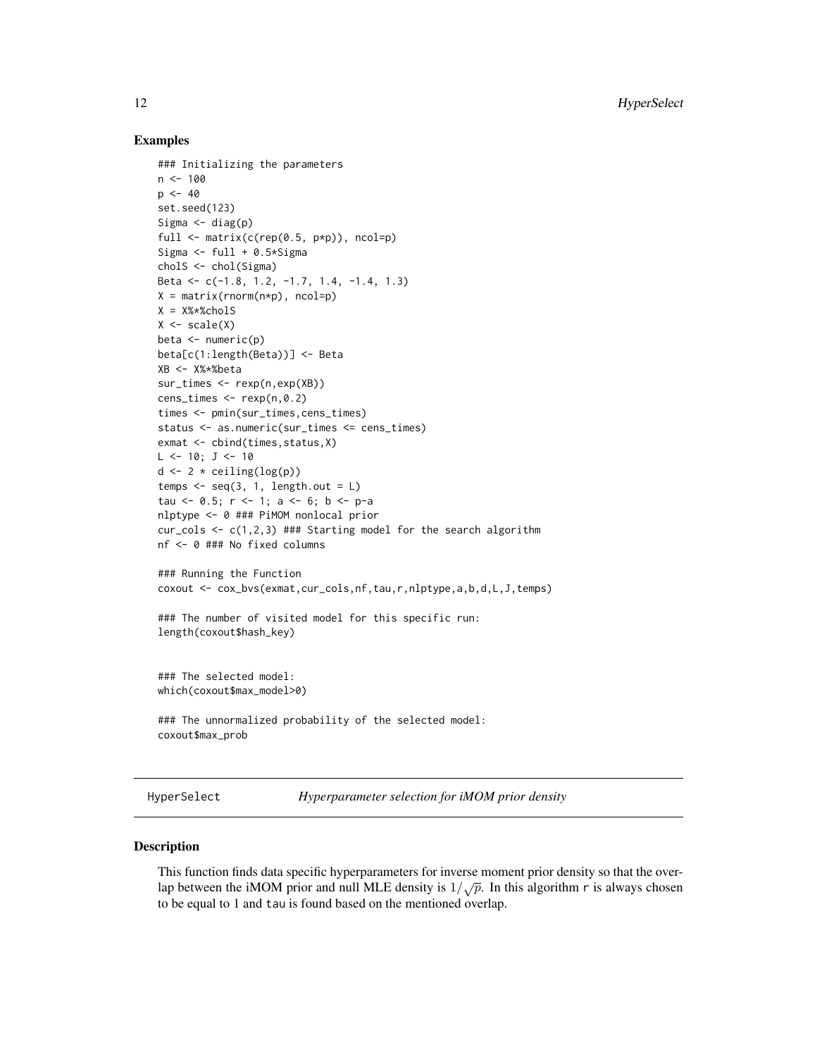## Examples

```
### Initializing the parameters
n <- 100
p <- 40
set.seed(123)
Sigma <- diag(p)
full <- matrix(c(rep(0.5, p*p)), ncol=p)
Sigma <- full + 0.5*Sigma
cholS <- chol(Sigma)
Beta <- c(-1.8, 1.2, -1.7, 1.4, -1.4, 1.3)
X = matrix(rnorm(n*p), ncol=p)
X = X%*%cholS
X <- scale(X)
beta <- numeric(p)
beta[c(1:length(Beta))] <- Beta
XB <- X%*%beta
sur_times <- rexp(n,exp(XB))
cens_times <- rexp(n,0.2)
times <- pmin(sur_times,cens_times)
status <- as.numeric(sur_times <= cens_times)
exmat <- cbind(times,status,X)
L <- 10; J <- 10
d <- 2 * ceiling(log(p))
temps <- seq(3, 1, length.out = L)
tau <- 0.5; r <- 1; a <- 6; b <- p-a
nlptype <- 0 ### PiMOM nonlocal prior
cur_cols <- c(1,2,3) ### Starting model for the search algorithm
nf <- 0 ### No fixed columns

### Running the Function
coxout <- cox_bvs(exmat,cur_cols,nf,tau,r,nlptype,a,b,d,L,J,temps)

### The number of visited model for this specific run:
length(coxout$hash_key)


### The selected model:
which(coxout$max_model>0)

### The unnormalized probability of the selected model:
coxout$max_prob
```

---

# HyperSelect *Hyperparameter selection for iMOM prior density*

## Description

This function finds data specific hyperparameters for inverse moment prior density so that the overlap between the iMOM prior and null MLE density is $1/\sqrt{p}$. In this algorithm r is always chosen to be equal to 1 and tau is found based on the mentioned overlap.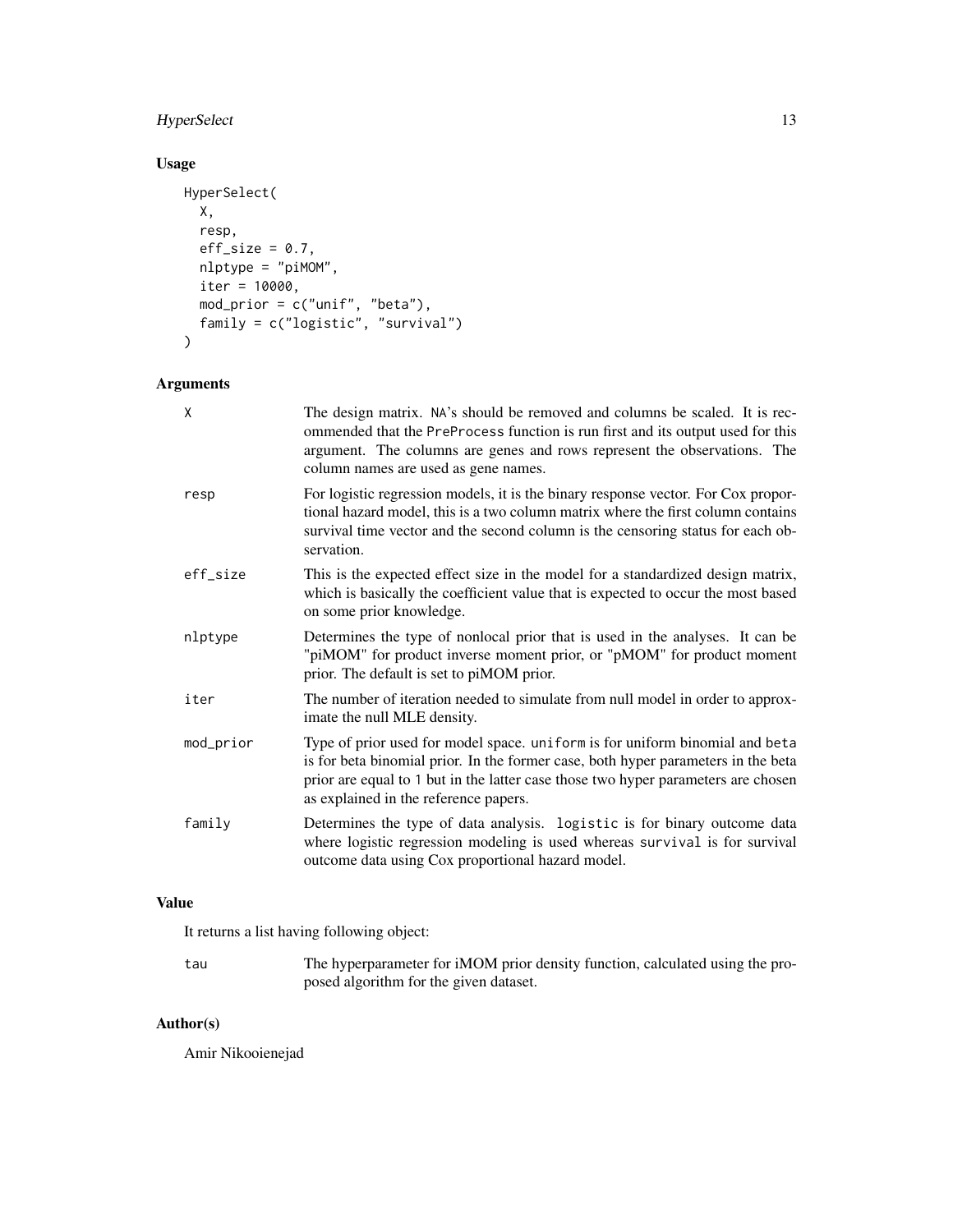## Usage

```
HyperSelect(
  X,
  resp,
  eff_size = 0.7,
  nlptype = "piMOM",
  iter = 10000,
  mod_prior = c("unif", "beta"),
  family = c("logistic", "survival")
)
```

## Arguments

| | |
|---|---|
| X | The design matrix. NA's should be removed and columns be scaled. It is recommended that the PreProcess function is run first and its output used for this argument. The columns are genes and rows represent the observations. The column names are used as gene names. |
| resp | For logistic regression models, it is the binary response vector. For Cox proportional hazard model, this is a two column matrix where the first column contains survival time vector and the second column is the censoring status for each observation. |
| eff_size | This is the expected effect size in the model for a standardized design matrix, which is basically the coefficient value that is expected to occur the most based on some prior knowledge. |
| nlptype | Determines the type of nonlocal prior that is used in the analyses. It can be "piMOM" for product inverse moment prior, or "pMOM" for product moment prior. The default is set to piMOM prior. |
| iter | The number of iteration needed to simulate from null model in order to approximate the null MLE density. |
| mod_prior | Type of prior used for model space. uniform is for uniform binomial and beta is for beta binomial prior. In the former case, both hyper parameters in the beta prior are equal to 1 but in the latter case those two hyper parameters are chosen as explained in the reference papers. |
| family | Determines the type of data analysis. logistic is for binary outcome data where logistic regression modeling is used whereas survival is for survival outcome data using Cox proportional hazard model. |

## Value

It returns a list having following object:

| | |
|---|---|
| tau | The hyperparameter for iMOM prior density function, calculated using the proposed algorithm for the given dataset. |

## Author(s)

Amir Nikooienejad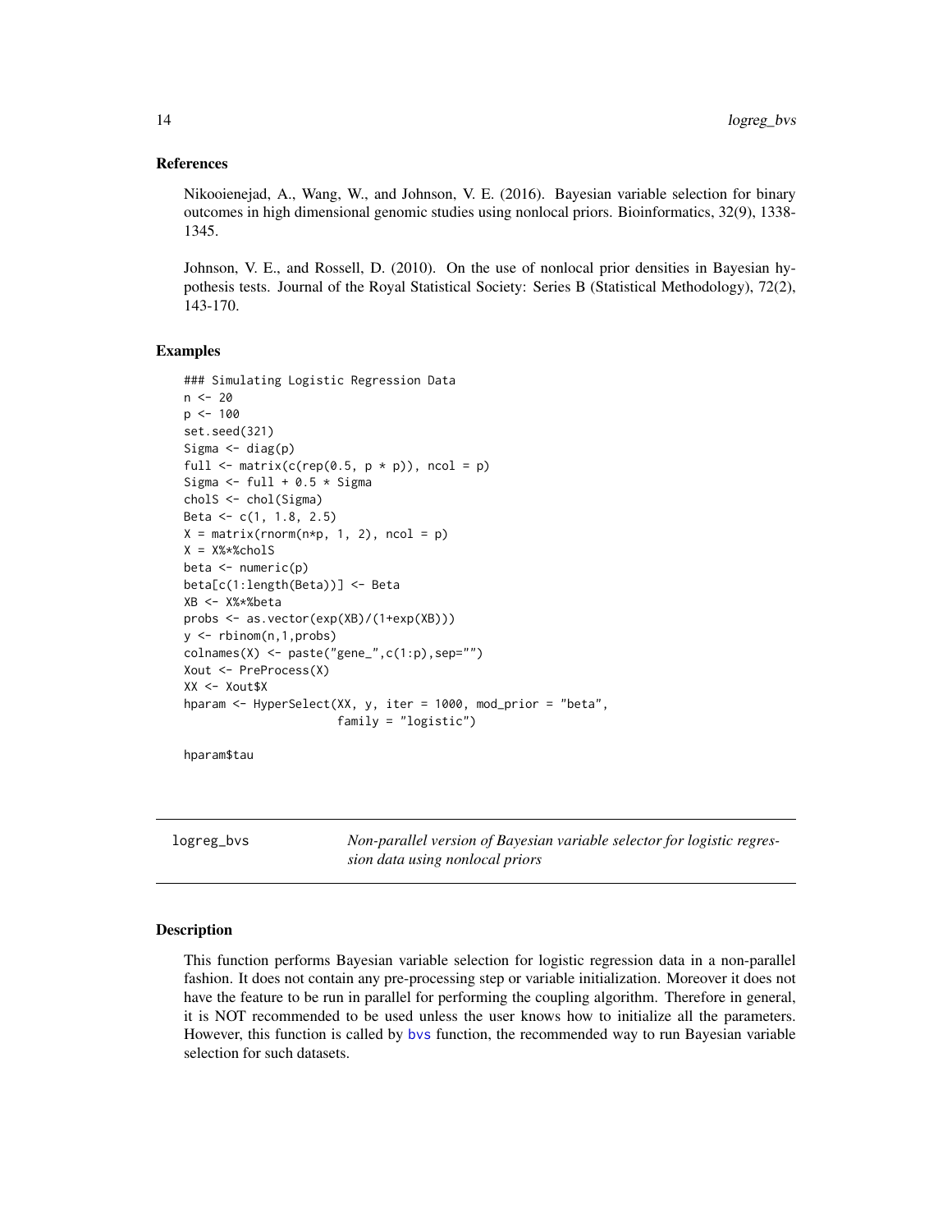### References

Nikooienejad, A., Wang, W., and Johnson, V. E. (2016). Bayesian variable selection for binary outcomes in high dimensional genomic studies using nonlocal priors. Bioinformatics, 32(9), 1338-1345.

Johnson, V. E., and Rossell, D. (2010). On the use of nonlocal prior densities in Bayesian hypothesis tests. Journal of the Royal Statistical Society: Series B (Statistical Methodology), 72(2), 143-170.

### Examples

```
### Simulating Logistic Regression Data
n <- 20
p <- 100
set.seed(321)
Sigma <- diag(p)
full <- matrix(c(rep(0.5, p * p)), ncol = p)
Sigma <- full + 0.5 * Sigma
cholS <- chol(Sigma)
Beta <- c(1, 1.8, 2.5)
X = matrix(rnorm(n*p, 1, 2), ncol = p)
X = X%*%cholS
beta <- numeric(p)
beta[c(1:length(Beta))] <- Beta
XB <- X%*%beta
probs <- as.vector(exp(XB)/(1+exp(XB)))
y <- rbinom(n,1,probs)
colnames(X) <- paste("gene_",c(1:p),sep="")
Xout <- PreProcess(X)
XX <- Xout$X
hparam <- HyperSelect(XX, y, iter = 1000, mod_prior = "beta",
                      family = "logistic")

hparam$tau
```

## logreg_bvs — *Non-parallel version of Bayesian variable selector for logistic regression data using nonlocal priors*

### Description

This function performs Bayesian variable selection for logistic regression data in a non-parallel fashion. It does not contain any pre-processing step or variable initialization. Moreover it does not have the feature to be run in parallel for performing the coupling algorithm. Therefore in general, it is NOT recommended to be used unless the user knows how to initialize all the parameters. However, this function is called by bvs function, the recommended way to run Bayesian variable selection for such datasets.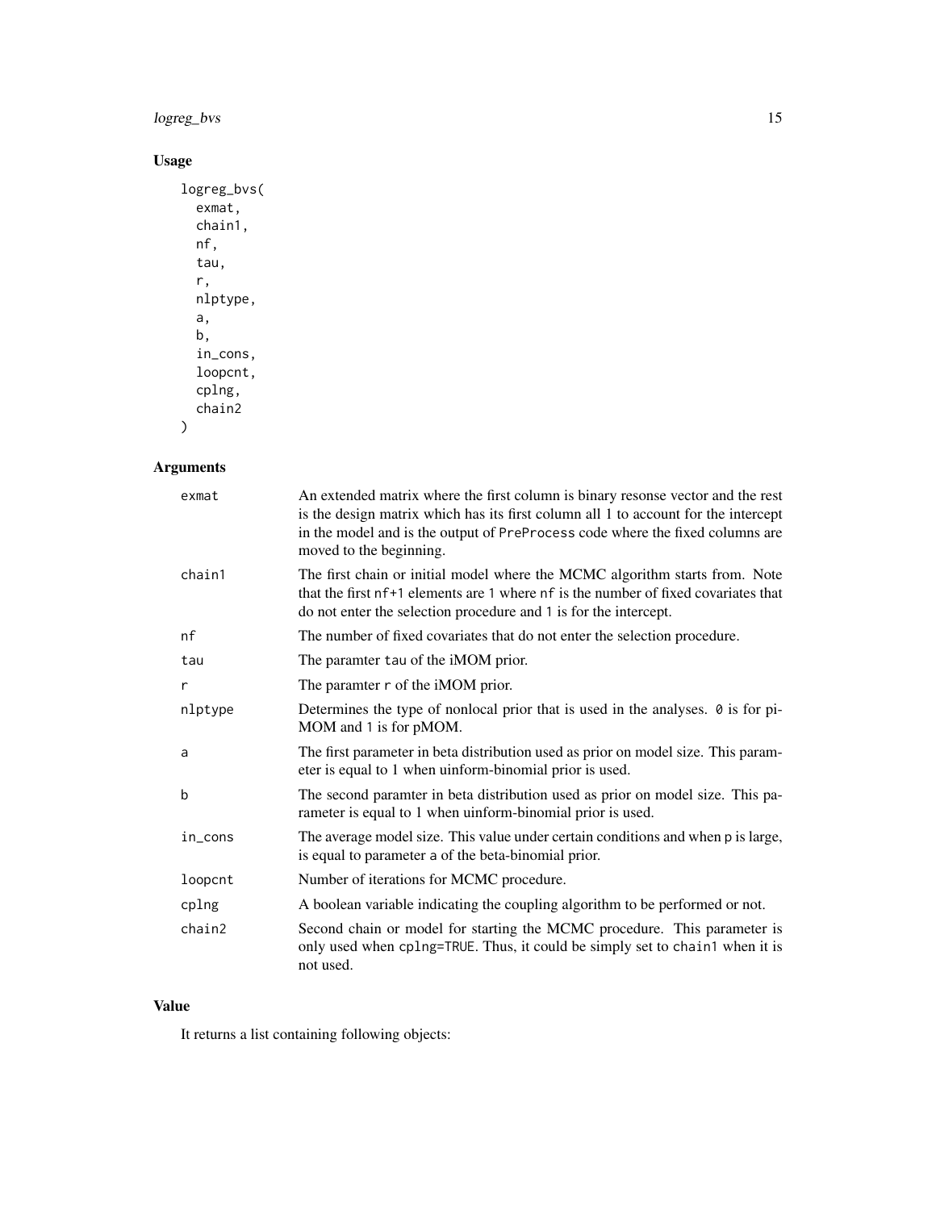## Usage

```
logreg_bvs(
  exmat,
  chain1,
  nf,
  tau,
  r,
  nlptype,
  a,
  b,
  in_cons,
  loopcnt,
  cplng,
  chain2
)
```

## Arguments

| | |
|---|---|
| exmat | An extended matrix where the first column is binary resonse vector and the rest is the design matrix which has its first column all 1 to account for the intercept in the model and is the output of PreProcess code where the fixed columns are moved to the beginning. |
| chain1 | The first chain or initial model where the MCMC algorithm starts from. Note that the first nf+1 elements are 1 where nf is the number of fixed covariates that do not enter the selection procedure and 1 is for the intercept. |
| nf | The number of fixed covariates that do not enter the selection procedure. |
| tau | The paramter tau of the iMOM prior. |
| r | The paramter r of the iMOM prior. |
| nlptype | Determines the type of nonlocal prior that is used in the analyses. 0 is for piMOM and 1 is for pMOM. |
| a | The first parameter in beta distribution used as prior on model size. This parameter is equal to 1 when uinform-binomial prior is used. |
| b | The second paramter in beta distribution used as prior on model size. This parameter is equal to 1 when uinform-binomial prior is used. |
| in_cons | The average model size. This value under certain conditions and when p is large, is equal to parameter a of the beta-binomial prior. |
| loopcnt | Number of iterations for MCMC procedure. |
| cplng | A boolean variable indicating the coupling algorithm to be performed or not. |
| chain2 | Second chain or model for starting the MCMC procedure. This parameter is only used when cplng=TRUE. Thus, it could be simply set to chain1 when it is not used. |

## Value

It returns a list containing following objects: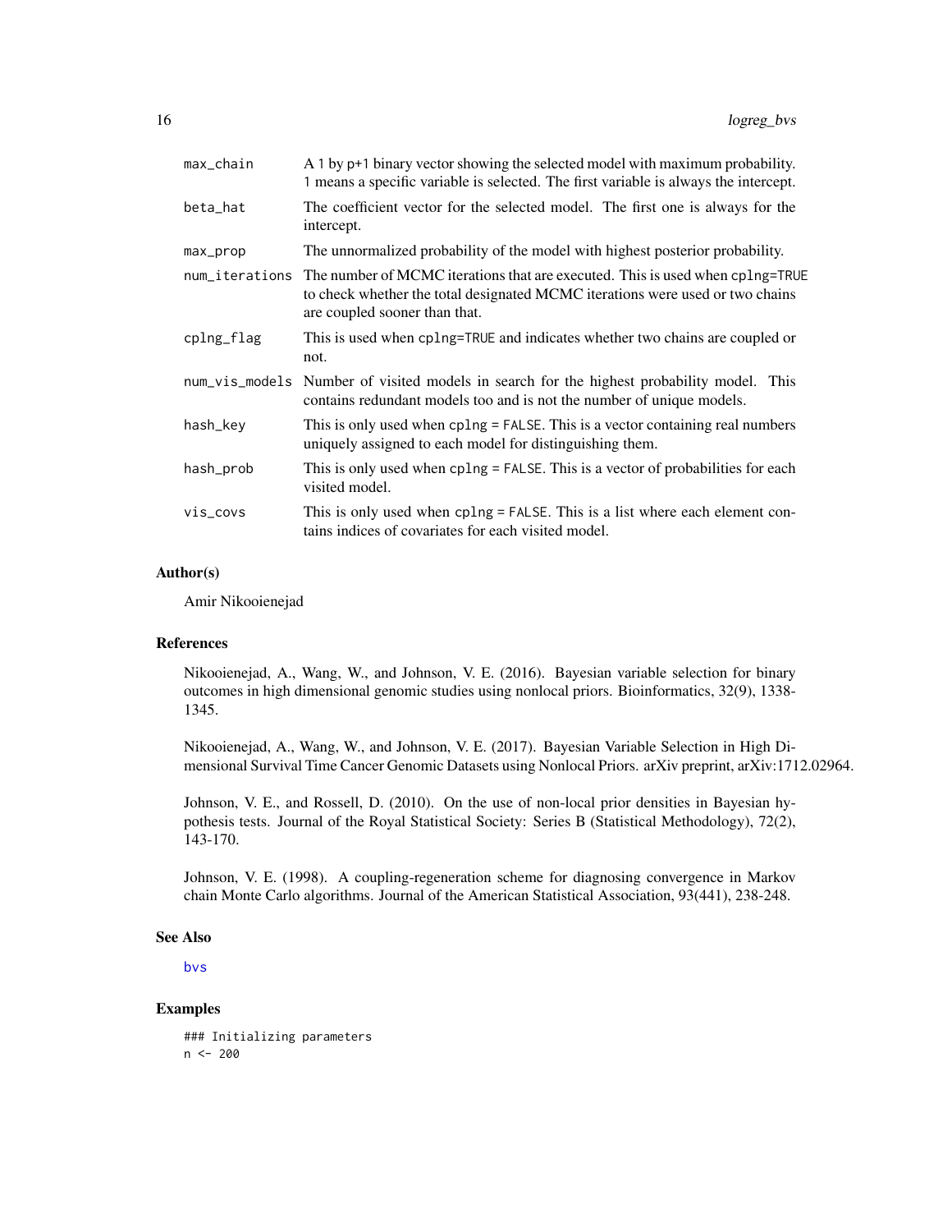| | |
|---|---|
| max_chain | A 1 by p+1 binary vector showing the selected model with maximum probability. 1 means a specific variable is selected. The first variable is always the intercept. |
| beta_hat | The coefficient vector for the selected model. The first one is always for the intercept. |
| max_prop | The unnormalized probability of the model with highest posterior probability. |
| num_iterations | The number of MCMC iterations that are executed. This is used when cplng=TRUE to check whether the total designated MCMC iterations were used or two chains are coupled sooner than that. |
| cplng_flag | This is used when cplng=TRUE and indicates whether two chains are coupled or not. |
| num_vis_models | Number of visited models in search for the highest probability model. This contains redundant models too and is not the number of unique models. |
| hash_key | This is only used when cplng = FALSE. This is a vector containing real numbers uniquely assigned to each model for distinguishing them. |
| hash_prob | This is only used when cplng = FALSE. This is a vector of probabilities for each visited model. |
| vis_covs | This is only used when cplng = FALSE. This is a list where each element contains indices of covariates for each visited model. |

## Author(s)

Amir Nikooienejad

## References

Nikooienejad, A., Wang, W., and Johnson, V. E. (2016). Bayesian variable selection for binary outcomes in high dimensional genomic studies using nonlocal priors. Bioinformatics, 32(9), 1338-1345.

Nikooienejad, A., Wang, W., and Johnson, V. E. (2017). Bayesian Variable Selection in High Dimensional Survival Time Cancer Genomic Datasets using Nonlocal Priors. arXiv preprint, arXiv:1712.02964.

Johnson, V. E., and Rossell, D. (2010). On the use of non-local prior densities in Bayesian hypothesis tests. Journal of the Royal Statistical Society: Series B (Statistical Methodology), 72(2), 143-170.

Johnson, V. E. (1998). A coupling-regeneration scheme for diagnosing convergence in Markov chain Monte Carlo algorithms. Journal of the American Statistical Association, 93(441), 238-248.

## See Also

bvs

## Examples

```
### Initializing parameters
n <- 200
```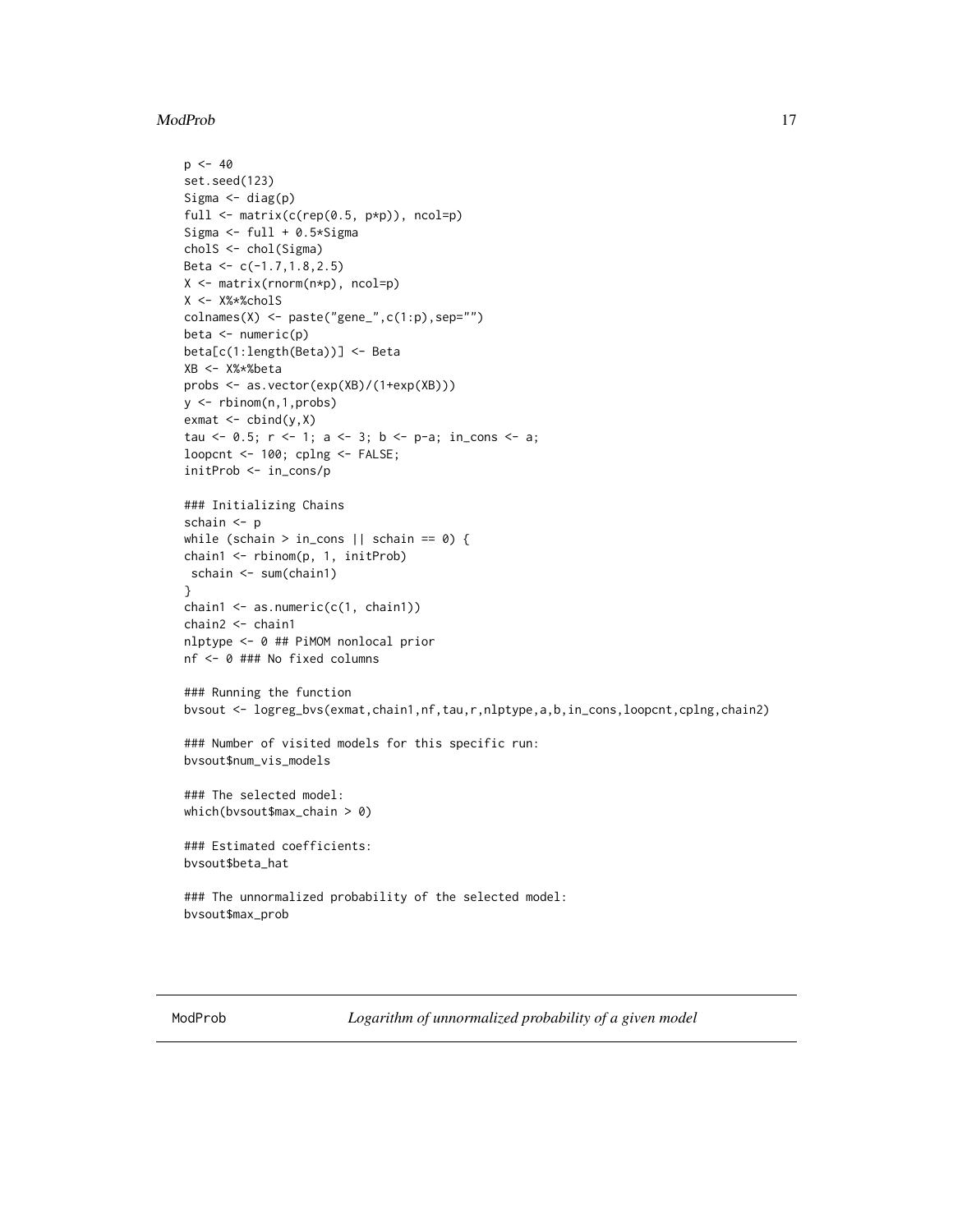```
p <- 40
set.seed(123)
Sigma <- diag(p)
full <- matrix(c(rep(0.5, p*p)), ncol=p)
Sigma <- full + 0.5*Sigma
cholS <- chol(Sigma)
Beta <- c(-1.7,1.8,2.5)
X <- matrix(rnorm(n*p), ncol=p)
X <- X%*%cholS
colnames(X) <- paste("gene_",c(1:p),sep="")
beta <- numeric(p)
beta[c(1:length(Beta))] <- Beta
XB <- X%*%beta
probs <- as.vector(exp(XB)/(1+exp(XB)))
y <- rbinom(n,1,probs)
exmat <- cbind(y,X)
tau <- 0.5; r <- 1; a <- 3; b <- p-a; in_cons <- a;
loopcnt <- 100; cplng <- FALSE;
initProb <- in_cons/p

### Initializing Chains
schain <- p
while (schain > in_cons || schain == 0) {
chain1 <- rbinom(p, 1, initProb)
 schain <- sum(chain1)
}
chain1 <- as.numeric(c(1, chain1))
chain2 <- chain1
nlptype <- 0 ## PiMOM nonlocal prior
nf <- 0 ### No fixed columns

### Running the function
bvsout <- logreg_bvs(exmat,chain1,nf,tau,r,nlptype,a,b,in_cons,loopcnt,cplng,chain2)

### Number of visited models for this specific run:
bvsout$num_vis_models

### The selected model:
which(bvsout$max_chain > 0)

### Estimated coefficients:
bvsout$beta_hat

### The unnormalized probability of the selected model:
bvsout$max_prob
```

---

## ModProb — *Logarithm of unnormalized probability of a given model*

---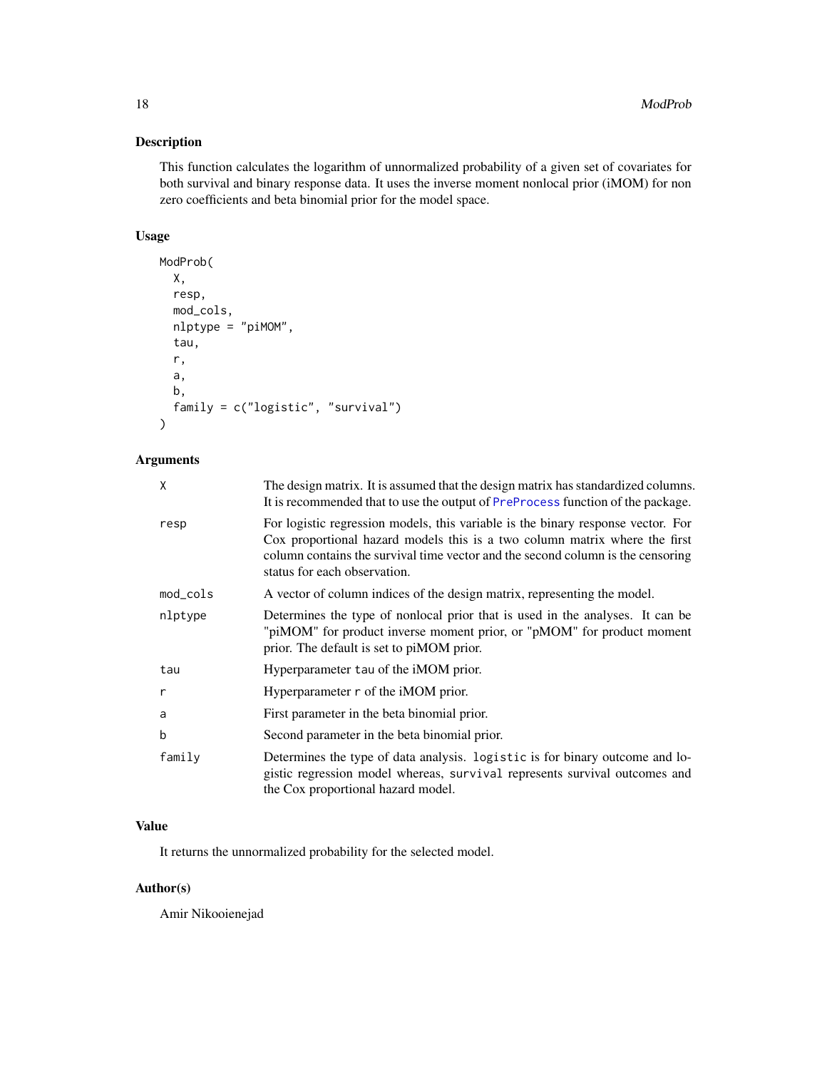## Description

This function calculates the logarithm of unnormalized probability of a given set of covariates for both survival and binary response data. It uses the inverse moment nonlocal prior (iMOM) for non zero coefficients and beta binomial prior for the model space.

## Usage

```
ModProb(
  X,
  resp,
  mod_cols,
  nlptype = "piMOM",
  tau,
  r,
  a,
  b,
  family = c("logistic", "survival")
)
```

## Arguments

| | |
|---|---|
| X | The design matrix. It is assumed that the design matrix has standardized columns. It is recommended that to use the output of PreProcess function of the package. |
| resp | For logistic regression models, this variable is the binary response vector. For Cox proportional hazard models this is a two column matrix where the first column contains the survival time vector and the second column is the censoring status for each observation. |
| mod_cols | A vector of column indices of the design matrix, representing the model. |
| nlptype | Determines the type of nonlocal prior that is used in the analyses. It can be "piMOM" for product inverse moment prior, or "pMOM" for product moment prior. The default is set to piMOM prior. |
| tau | Hyperparameter tau of the iMOM prior. |
| r | Hyperparameter r of the iMOM prior. |
| a | First parameter in the beta binomial prior. |
| b | Second parameter in the beta binomial prior. |
| family | Determines the type of data analysis. logistic is for binary outcome and logistic regression model whereas, survival represents survival outcomes and the Cox proportional hazard model. |

## Value

It returns the unnormalized probability for the selected model.

## Author(s)

Amir Nikooienejad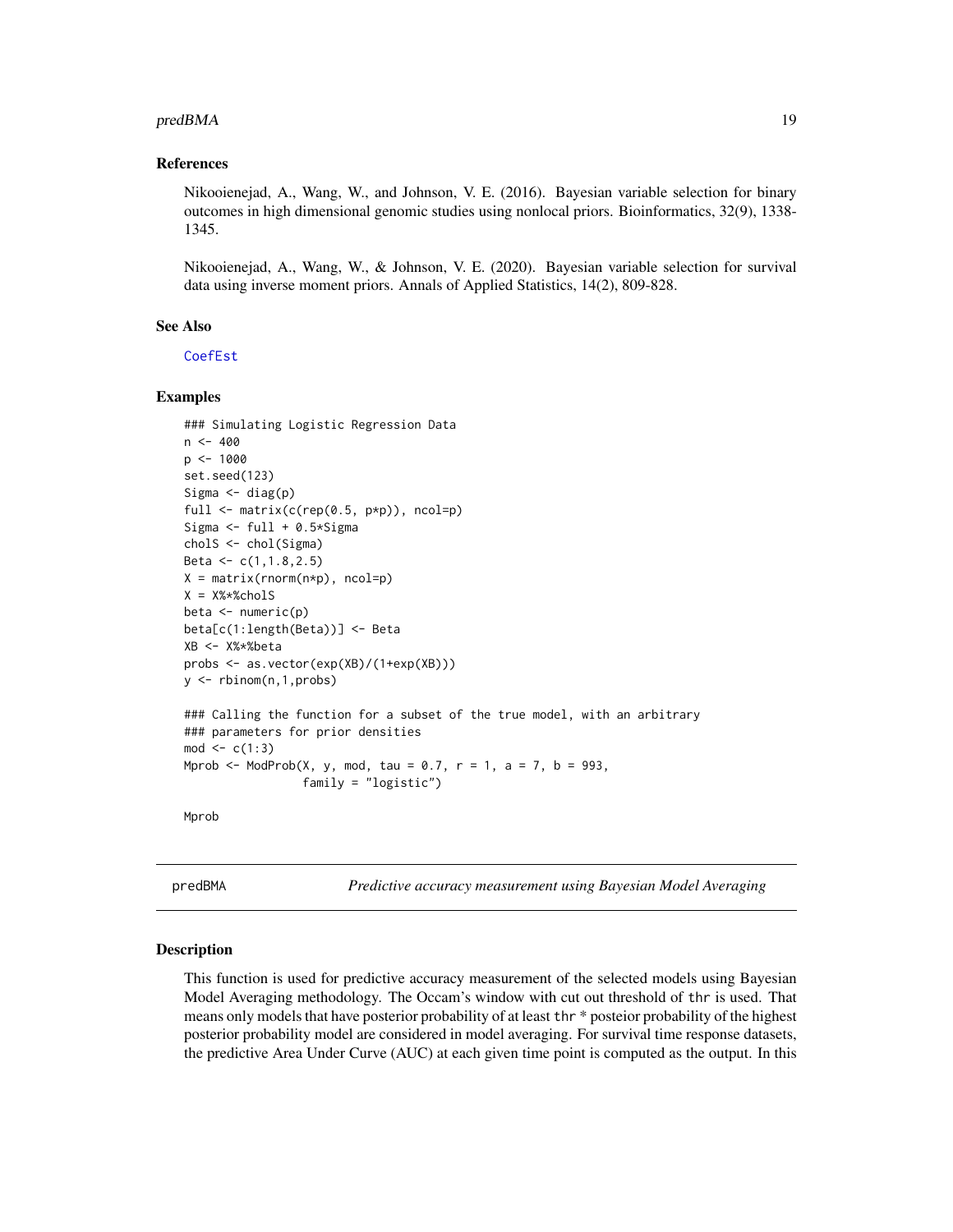## References

Nikooienejad, A., Wang, W., and Johnson, V. E. (2016). Bayesian variable selection for binary outcomes in high dimensional genomic studies using nonlocal priors. Bioinformatics, 32(9), 1338-1345.

Nikooienejad, A., Wang, W., & Johnson, V. E. (2020). Bayesian variable selection for survival data using inverse moment priors. Annals of Applied Statistics, 14(2), 809-828.

## See Also

CoefEst

## Examples

```
### Simulating Logistic Regression Data
n <- 400
p <- 1000
set.seed(123)
Sigma <- diag(p)
full <- matrix(c(rep(0.5, p*p)), ncol=p)
Sigma <- full + 0.5*Sigma
cholS <- chol(Sigma)
Beta <- c(1,1.8,2.5)
X = matrix(rnorm(n*p), ncol=p)
X = X%*%cholS
beta <- numeric(p)
beta[c(1:length(Beta))] <- Beta
XB <- X%*%beta
probs <- as.vector(exp(XB)/(1+exp(XB)))
y <- rbinom(n,1,probs)

### Calling the function for a subset of the true model, with an arbitrary
### parameters for prior densities
mod <- c(1:3)
Mprob <- ModProb(X, y, mod, tau = 0.7, r = 1, a = 7, b = 993,
                 family = "logistic")

Mprob
```

---

# predBMA *Predictive accuracy measurement using Bayesian Model Averaging*

## Description

This function is used for predictive accuracy measurement of the selected models using Bayesian Model Averaging methodology. The Occam's window with cut out threshold of thr is used. That means only models that have posterior probability of at least thr * posteior probability of the highest posterior probability model are considered in model averaging. For survival time response datasets, the predictive Area Under Curve (AUC) at each given time point is computed as the output. In this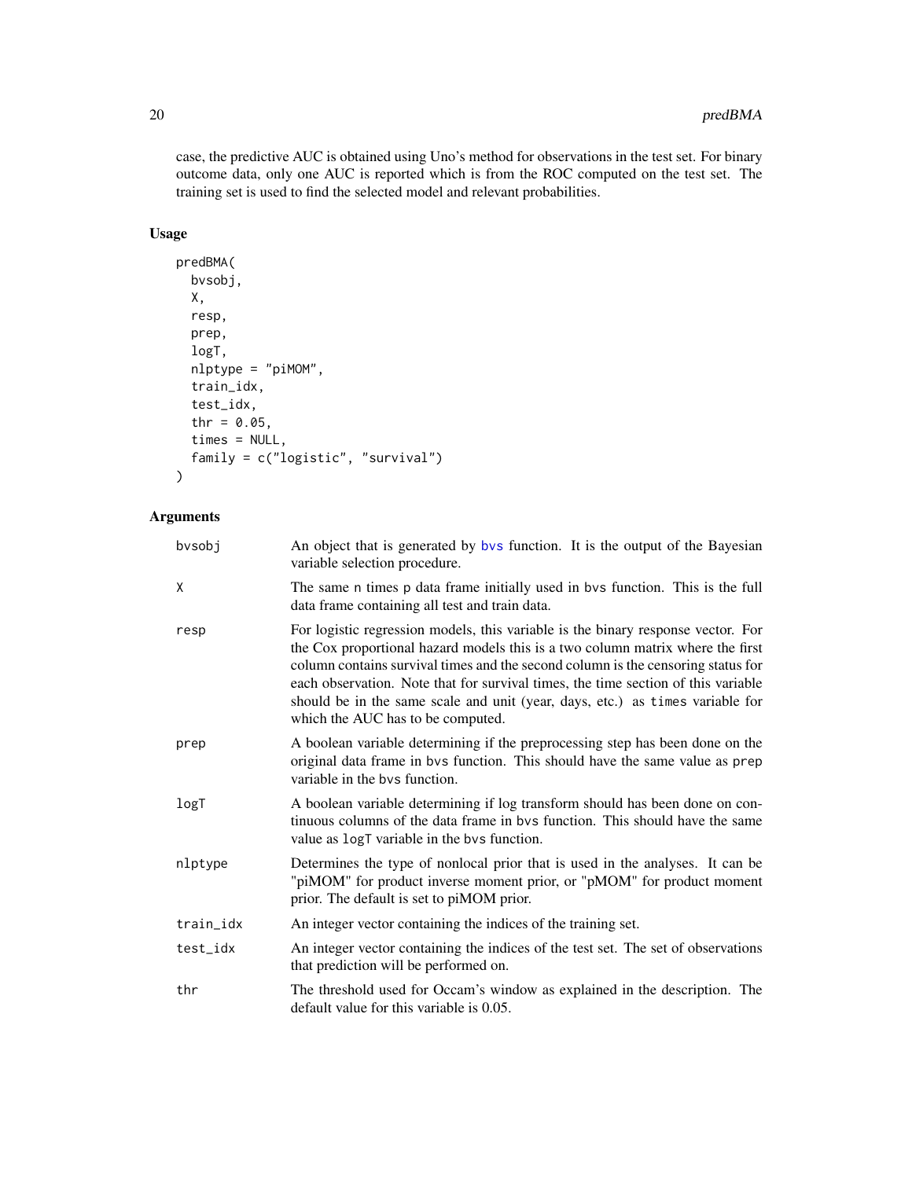case, the predictive AUC is obtained using Uno's method for observations in the test set. For binary outcome data, only one AUC is reported which is from the ROC computed on the test set. The training set is used to find the selected model and relevant probabilities.

## Usage

```
predBMA(
  bvsobj,
  X,
  resp,
  prep,
  logT,
  nlptype = "piMOM",
  train_idx,
  test_idx,
  thr = 0.05,
  times = NULL,
  family = c("logistic", "survival")
)
```

## Arguments

| | |
|---|---|
| bvsobj | An object that is generated by bvs function. It is the output of the Bayesian variable selection procedure. |
| X | The same n times p data frame initially used in bvs function. This is the full data frame containing all test and train data. |
| resp | For logistic regression models, this variable is the binary response vector. For the Cox proportional hazard models this is a two column matrix where the first column contains survival times and the second column is the censoring status for each observation. Note that for survival times, the time section of this variable should be in the same scale and unit (year, days, etc.) as times variable for which the AUC has to be computed. |
| prep | A boolean variable determining if the preprocessing step has been done on the original data frame in bvs function. This should have the same value as prep variable in the bvs function. |
| logT | A boolean variable determining if log transform should has been done on continuous columns of the data frame in bvs function. This should have the same value as logT variable in the bvs function. |
| nlptype | Determines the type of nonlocal prior that is used in the analyses. It can be "piMOM" for product inverse moment prior, or "pMOM" for product moment prior. The default is set to piMOM prior. |
| train_idx | An integer vector containing the indices of the training set. |
| test_idx | An integer vector containing the indices of the test set. The set of observations that prediction will be performed on. |
| thr | The threshold used for Occam's window as explained in the description. The default value for this variable is 0.05. |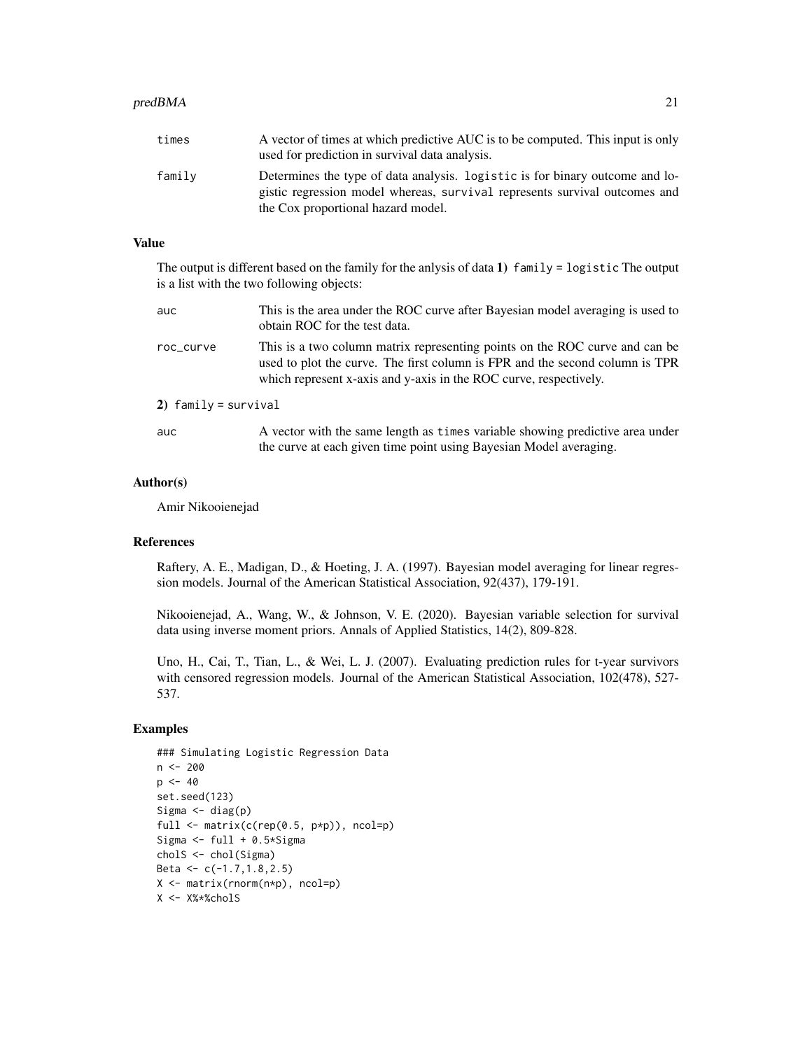times
: A vector of times at which predictive AUC is to be computed. This input is only used for prediction in survival data analysis.

family
: Determines the type of data analysis. `logistic` is for binary outcome and logistic regression model whereas, `survival` represents survival outcomes and the Cox proportional hazard model.

## Value

The output is different based on the family for the anlysis of data **1)** `family = logistic` The output is a list with the two following objects:

auc
: This is the area under the ROC curve after Bayesian model averaging is used to obtain ROC for the test data.

roc_curve
: This is a two column matrix representing points on the ROC curve and can be used to plot the curve. The first column is FPR and the second column is TPR which represent x-axis and y-axis in the ROC curve, respectively.

**2)** `family = survival`

auc
: A vector with the same length as `times` variable showing predictive area under the curve at each given time point using Bayesian Model averaging.

## Author(s)

Amir Nikooienejad

## References

Raftery, A. E., Madigan, D., & Hoeting, J. A. (1997). Bayesian model averaging for linear regression models. Journal of the American Statistical Association, 92(437), 179-191.

Nikooienejad, A., Wang, W., & Johnson, V. E. (2020). Bayesian variable selection for survival data using inverse moment priors. Annals of Applied Statistics, 14(2), 809-828.

Uno, H., Cai, T., Tian, L., & Wei, L. J. (2007). Evaluating prediction rules for t-year survivors with censored regression models. Journal of the American Statistical Association, 102(478), 527-537.

## Examples

```
### Simulating Logistic Regression Data
n <- 200
p <- 40
set.seed(123)
Sigma <- diag(p)
full <- matrix(c(rep(0.5, p*p)), ncol=p)
Sigma <- full + 0.5*Sigma
cholS <- chol(Sigma)
Beta <- c(-1.7,1.8,2.5)
X <- matrix(rnorm(n*p), ncol=p)
X <- X%*%cholS
```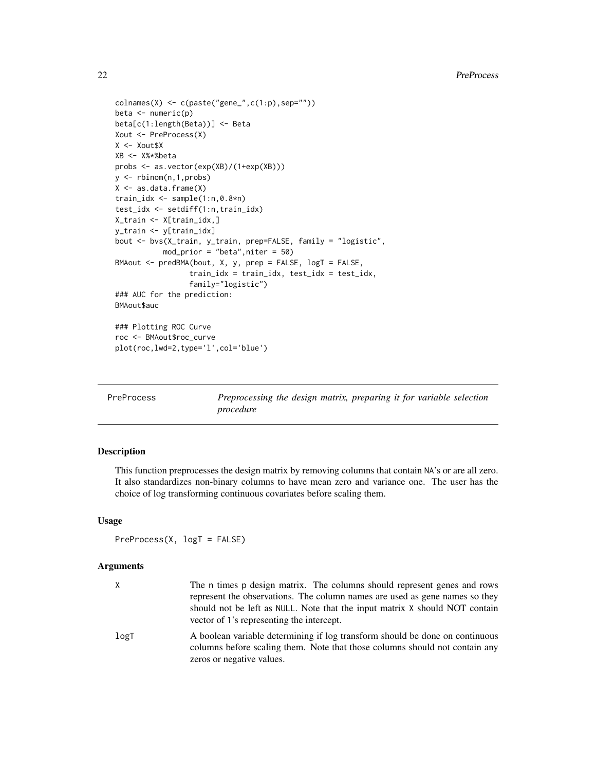```
colnames(X) <- c(paste("gene_",c(1:p),sep=""))
beta <- numeric(p)
beta[c(1:length(Beta))] <- Beta
Xout <- PreProcess(X)
X <- Xout$X
XB <- X%*%beta
probs <- as.vector(exp(XB)/(1+exp(XB)))
y <- rbinom(n,1,probs)
X <- as.data.frame(X)
train_idx <- sample(1:n,0.8*n)
test_idx <- setdiff(1:n,train_idx)
X_train <- X[train_idx,]
y_train <- y[train_idx]
bout <- bvs(X_train, y_train, prep=FALSE, family = "logistic",
          mod_prior = "beta",niter = 50)
BMAout <- predBMA(bout, X, y, prep = FALSE, logT = FALSE,
                train_idx = train_idx, test_idx = test_idx,
                family="logistic")
### AUC for the prediction:
BMAout$auc

### Plotting ROC Curve
roc <- BMAout$roc_curve
plot(roc,lwd=2,type='l',col='blue')
```

---

## PreProcess — *Preprocessing the design matrix, preparing it for variable selection procedure*

---

### Description

This function preprocesses the design matrix by removing columns that contain NA's or are all zero. It also standardizes non-binary columns to have mean zero and variance one. The user has the choice of log transforming continuous covariates before scaling them.

### Usage

```
PreProcess(X, logT = FALSE)
```

### Arguments

| | |
|---|---|
| X | The n times p design matrix. The columns should represent genes and rows represent the observations. The column names are used as gene names so they should not be left as NULL. Note that the input matrix X should NOT contain vector of 1's representing the intercept. |
| logT | A boolean variable determining if log transform should be done on continuous columns before scaling them. Note that those columns should not contain any zeros or negative values. |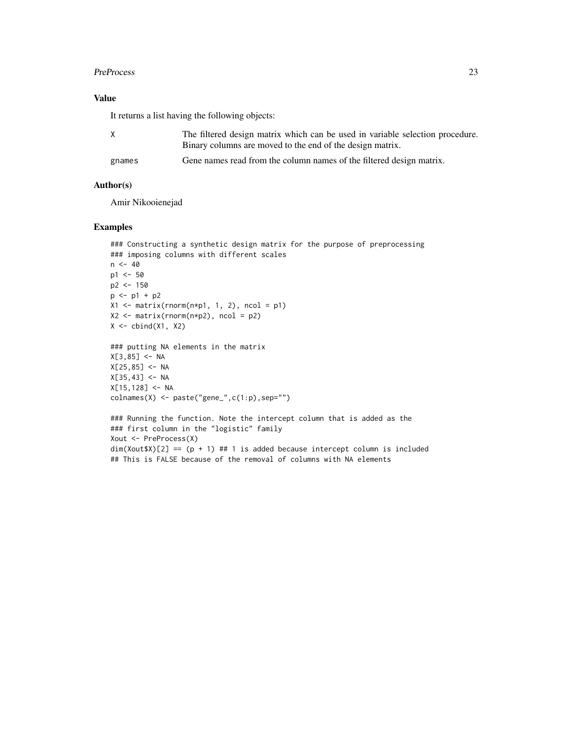## Value

It returns a list having the following objects:

| | |
|---|---|
| X | The filtered design matrix which can be used in variable selection procedure. Binary columns are moved to the end of the design matrix. |
| gnames | Gene names read from the column names of the filtered design matrix. |

## Author(s)

Amir Nikooienejad

## Examples

```
### Constructing a synthetic design matrix for the purpose of preprocessing
### imposing columns with different scales
n <- 40
p1 <- 50
p2 <- 150
p <- p1 + p2
X1 <- matrix(rnorm(n*p1, 1, 2), ncol = p1)
X2 <- matrix(rnorm(n*p2), ncol = p2)
X <- cbind(X1, X2)

### putting NA elements in the matrix
X[3,85] <- NA
X[25,85] <- NA
X[35,43] <- NA
X[15,128] <- NA
colnames(X) <- paste("gene_",c(1:p),sep="")

### Running the function. Note the intercept column that is added as the
### first column in the "logistic" family
Xout <- PreProcess(X)
dim(Xout$X)[2] == (p + 1) ## 1 is added because intercept column is included
## This is FALSE because of the removal of columns with NA elements
```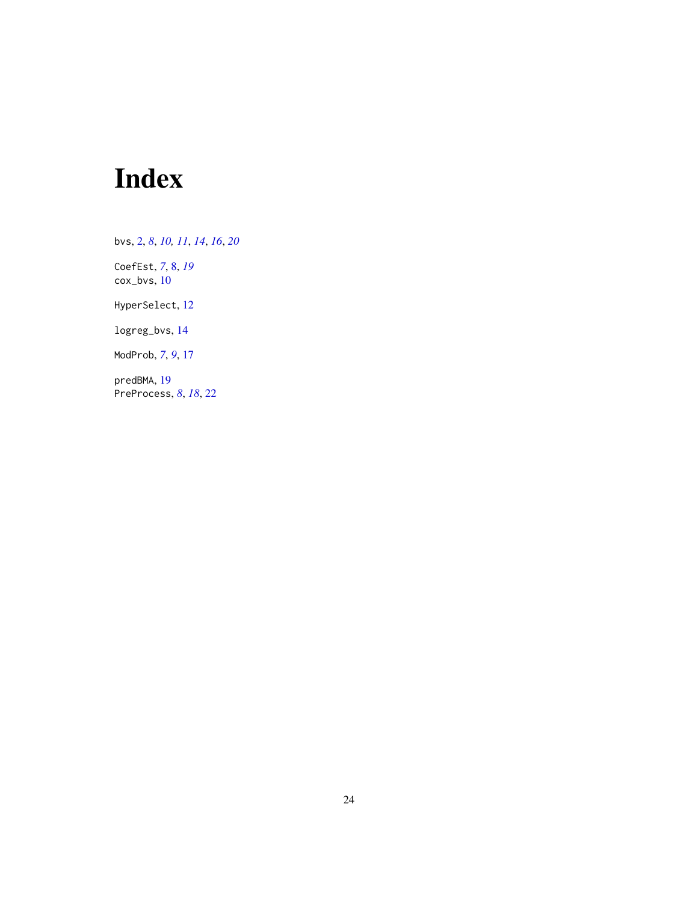# Index

bvs, 2, *8*, *10, 11*, *14*, *16*, *20*

CoefEst, *7*, 8, *19*
cox_bvs, 10

HyperSelect, 12

logreg_bvs, 14

ModProb, *7*, *9*, 17

predBMA, 19
PreProcess, *8*, *18*, 22